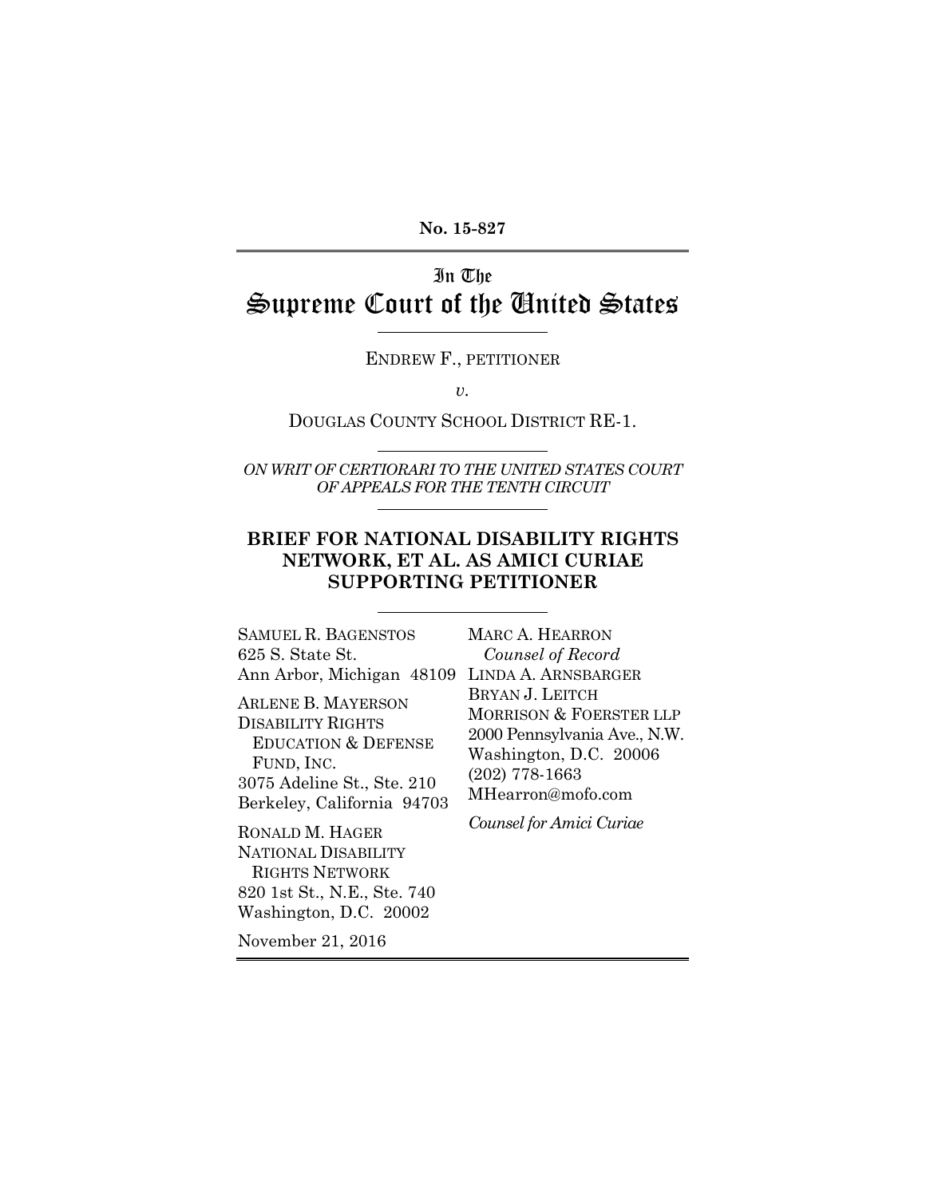**No. 15-827**

# In The Supreme Court of the United States

ENDREW F., PETITIONER

*v.*

DOUGLAS COUNTY SCHOOL DISTRICT RE-1.

*ON WRIT OF CERTIORARI TO THE UNITED STATES COURT OF APPEALS FOR THE TENTH CIRCUIT*

## BRIEF FOR NATIONAL DISABILITY RIGHTS NETWORK, ET AL. AS AMICI CURIAE SUPPORTING PETITIONER

SAMUEL R. BAGENSTOS
625 S. State St.
Ann Arbor, Michigan 48109

ARLENE B. MAYERSON
DISABILITY RIGHTS EDUCATION & DEFENSE FUND, INC.
3075 Adeline St., Ste. 210
Berkeley, California 94703

RONALD M. HAGER
NATIONAL DISABILITY RIGHTS NETWORK
820 1st St., N.E., Ste. 740
Washington, D.C. 20002

MARC A. HEARRON
*Counsel of Record*
LINDA A. ARNSBARGER
BRYAN J. LEITCH
MORRISON & FOERSTER LLP
2000 Pennsylvania Ave., N.W.
Washington, D.C. 20006
(202) 778-1663
MHearron@mofo.com

*Counsel for Amici Curiae*

November 21, 2016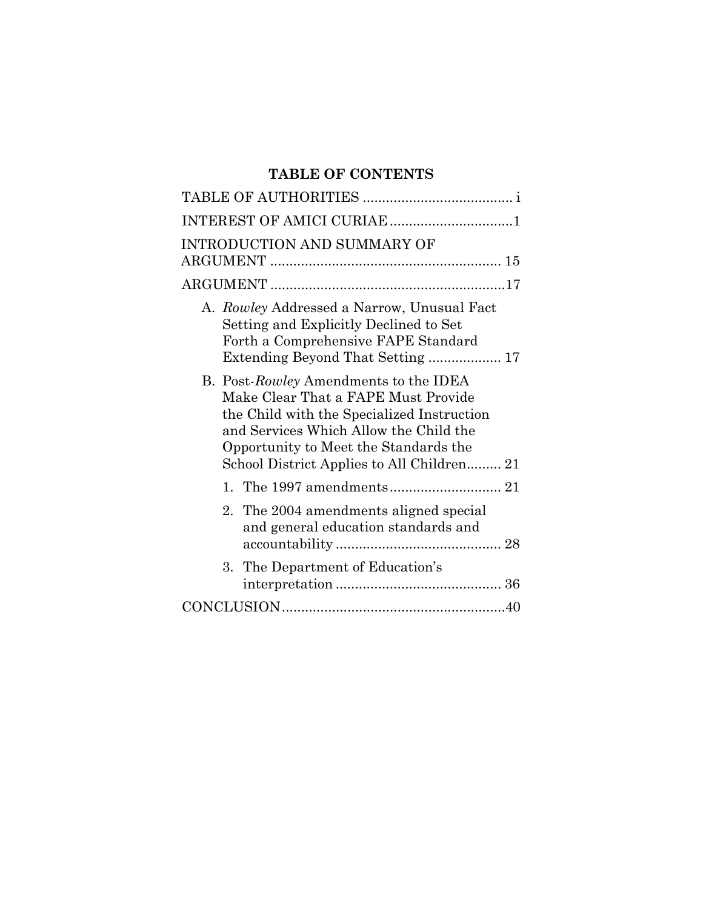## TABLE OF CONTENTS

TABLE OF AUTHORITIES ....................................... i

INTEREST OF AMICI CURIAE ................................1

INTRODUCTION AND SUMMARY OF ARGUMENT ............................................................ 15

ARGUMENT .............................................................17

A. *Rowley* Addressed a Narrow, Unusual Fact Setting and Explicitly Declined to Set Forth a Comprehensive FAPE Standard Extending Beyond That Setting ................... 17

B. Post-*Rowley* Amendments to the IDEA Make Clear That a FAPE Must Provide the Child with the Specialized Instruction and Services Which Allow the Child the Opportunity to Meet the Standards the School District Applies to All Children......... 21

1. The 1997 amendments............................. 21

2. The 2004 amendments aligned special and general education standards and accountability ........................................... 28

3. The Department of Education's interpretation ........................................... 36

CONCLUSION..........................................................40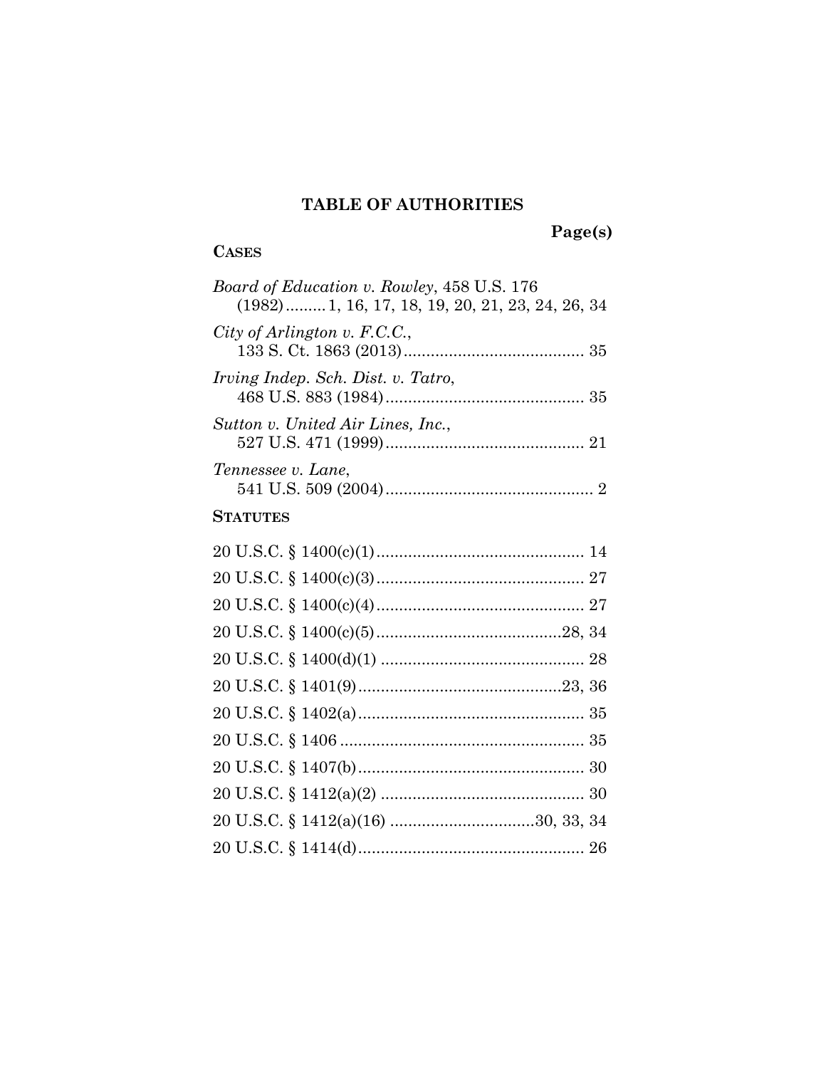# TABLE OF AUTHORITIES

**Page(s)**

**CASES**

*Board of Education v. Rowley*, 458 U.S. 176 (1982) ......... 1, 16, 17, 18, 19, 20, 21, 23, 24, 26, 34

*City of Arlington v. F.C.C.*, 133 S. Ct. 1863 (2013) ........................................ 35

*Irving Indep. Sch. Dist. v. Tatro*, 468 U.S. 883 (1984) ............................................ 35

*Sutton v. United Air Lines, Inc.*, 527 U.S. 471 (1999) ............................................ 21

*Tennessee v. Lane*, 541 U.S. 509 (2004) .............................................. 2

**STATUTES**

20 U.S.C. § 1400(c)(1) .............................................. 14

20 U.S.C. § 1400(c)(3) .............................................. 27

20 U.S.C. § 1400(c)(4) .............................................. 27

20 U.S.C. § 1400(c)(5) .........................................28, 34

20 U.S.C. § 1400(d)(1) ............................................. 28

20 U.S.C. § 1401(9) .............................................23, 36

20 U.S.C. § 1402(a) .................................................. 35

20 U.S.C. § 1406 ...................................................... 35

20 U.S.C. § 1407(b) .................................................. 30

20 U.S.C. § 1412(a)(2) ............................................. 30

20 U.S.C. § 1412(a)(16) ................................30, 33, 34

20 U.S.C. § 1414(d) .................................................. 26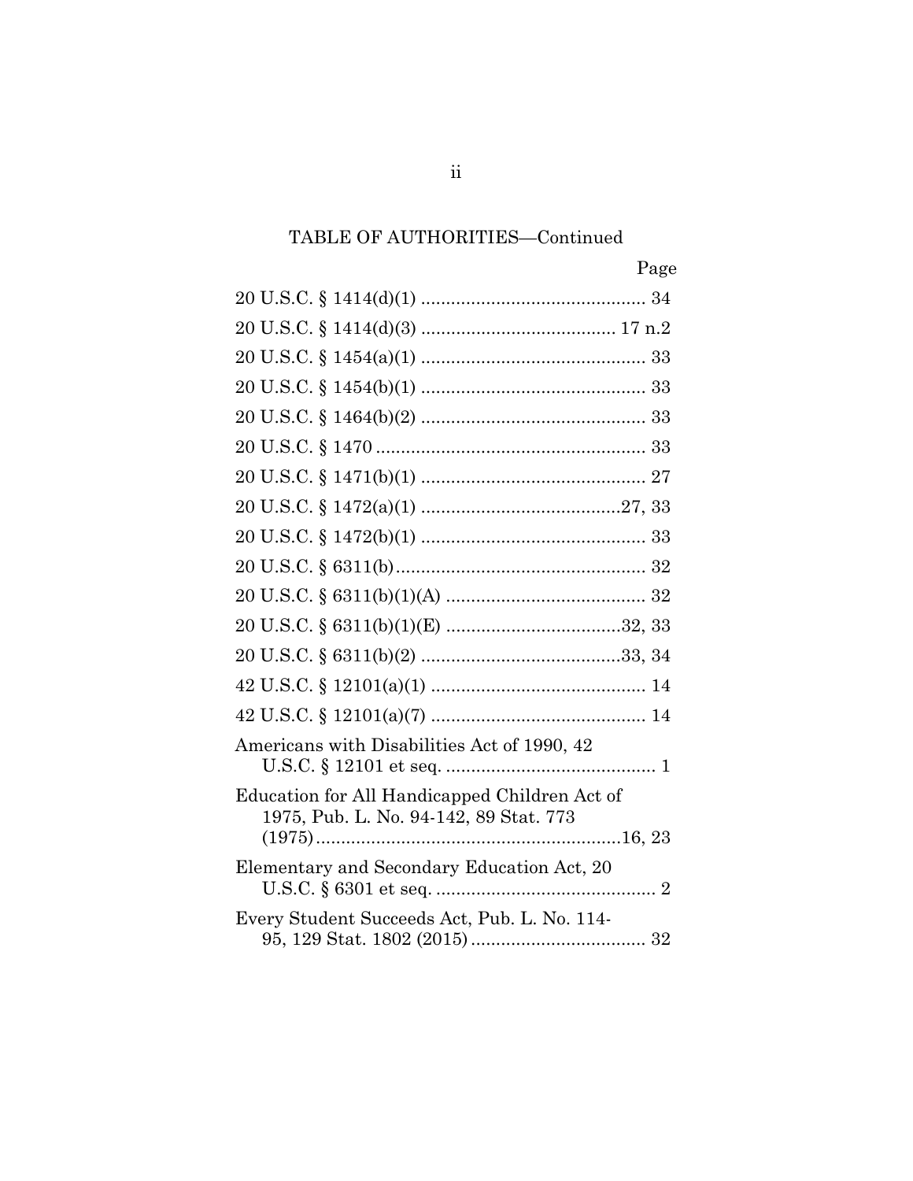TABLE OF AUTHORITIES—Continued

| | Page |
|---|---|
| 20 U.S.C. § 1414(d)(1) | 34 |
| 20 U.S.C. § 1414(d)(3) | 17 n.2 |
| 20 U.S.C. § 1454(a)(1) | 33 |
| 20 U.S.C. § 1454(b)(1) | 33 |
| 20 U.S.C. § 1464(b)(2) | 33 |
| 20 U.S.C. § 1470 | 33 |
| 20 U.S.C. § 1471(b)(1) | 27 |
| 20 U.S.C. § 1472(a)(1) | 27, 33 |
| 20 U.S.C. § 1472(b)(1) | 33 |
| 20 U.S.C. § 6311(b) | 32 |
| 20 U.S.C. § 6311(b)(1)(A) | 32 |
| 20 U.S.C. § 6311(b)(1)(E) | 32, 33 |
| 20 U.S.C. § 6311(b)(2) | 33, 34 |
| 42 U.S.C. § 12101(a)(1) | 14 |
| 42 U.S.C. § 12101(a)(7) | 14 |
| Americans with Disabilities Act of 1990, 42 U.S.C. § 12101 et seq. | 1 |
| Education for All Handicapped Children Act of 1975, Pub. L. No. 94-142, 89 Stat. 773 (1975) | 16, 23 |
| Elementary and Secondary Education Act, 20 U.S.C. § 6301 et seq. | 2 |
| Every Student Succeeds Act, Pub. L. No. 114-95, 129 Stat. 1802 (2015) | 32 |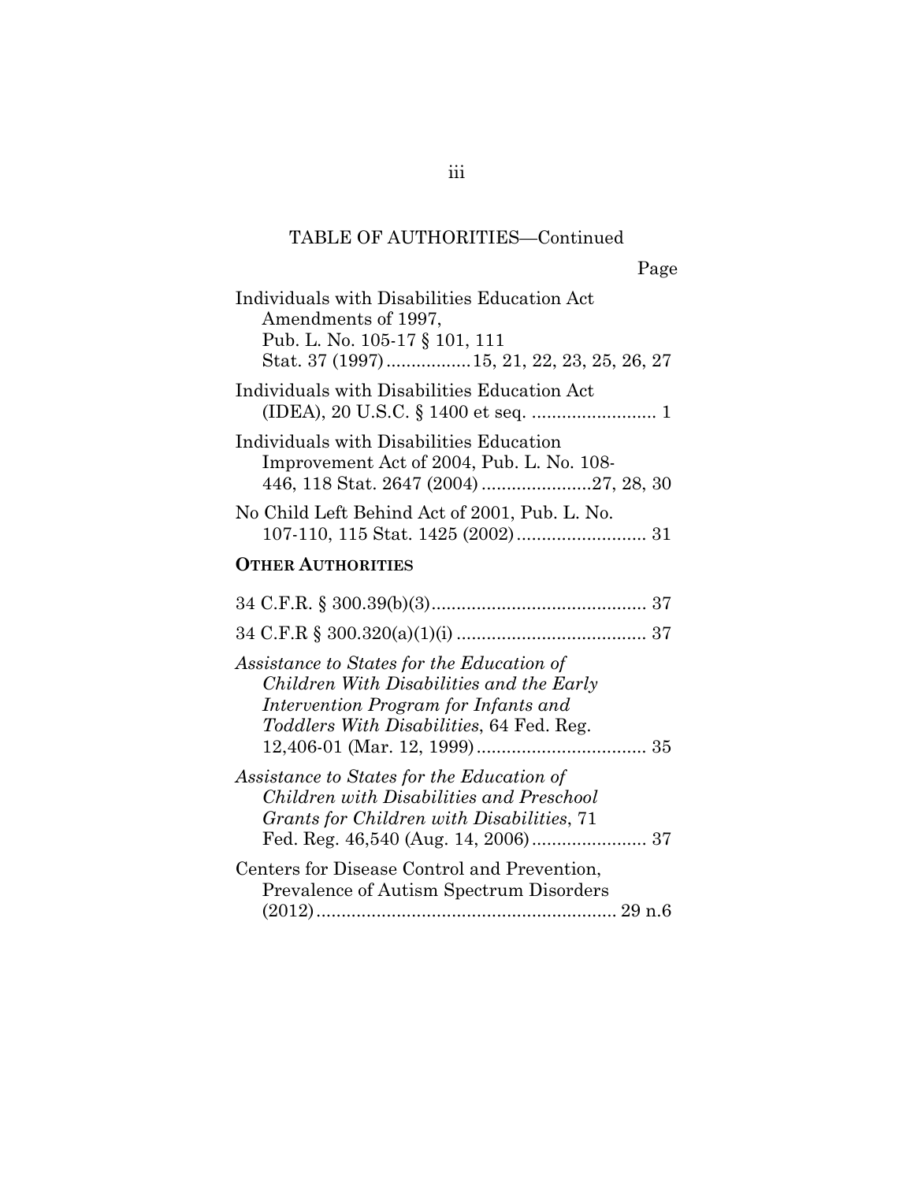TABLE OF AUTHORITIES—Continued

Page

Individuals with Disabilities Education Act Amendments of 1997, Pub. L. No. 105-17 § 101, 111 Stat. 37 (1997) ................ 15, 21, 22, 23, 25, 26, 27

Individuals with Disabilities Education Act (IDEA), 20 U.S.C. § 1400 et seq. ......................... 1

Individuals with Disabilities Education Improvement Act of 2004, Pub. L. No. 108-446, 118 Stat. 2647 (2004) ...................... 27, 28, 30

No Child Left Behind Act of 2001, Pub. L. No. 107-110, 115 Stat. 1425 (2002) .......................... 31

**OTHER AUTHORITIES**

34 C.F.R. § 300.39(b)(3) ........................................... 37

34 C.F.R § 300.320(a)(1)(i) ...................................... 37

*Assistance to States for the Education of Children With Disabilities and the Early Intervention Program for Infants and Toddlers With Disabilities*, 64 Fed. Reg. 12,406-01 (Mar. 12, 1999) .................................. 35

*Assistance to States for the Education of Children with Disabilities and Preschool Grants for Children with Disabilities*, 71 Fed. Reg. 46,540 (Aug. 14, 2006) ....................... 37

Centers for Disease Control and Prevention, Prevalence of Autism Spectrum Disorders (2012) ............................................................ 29 n.6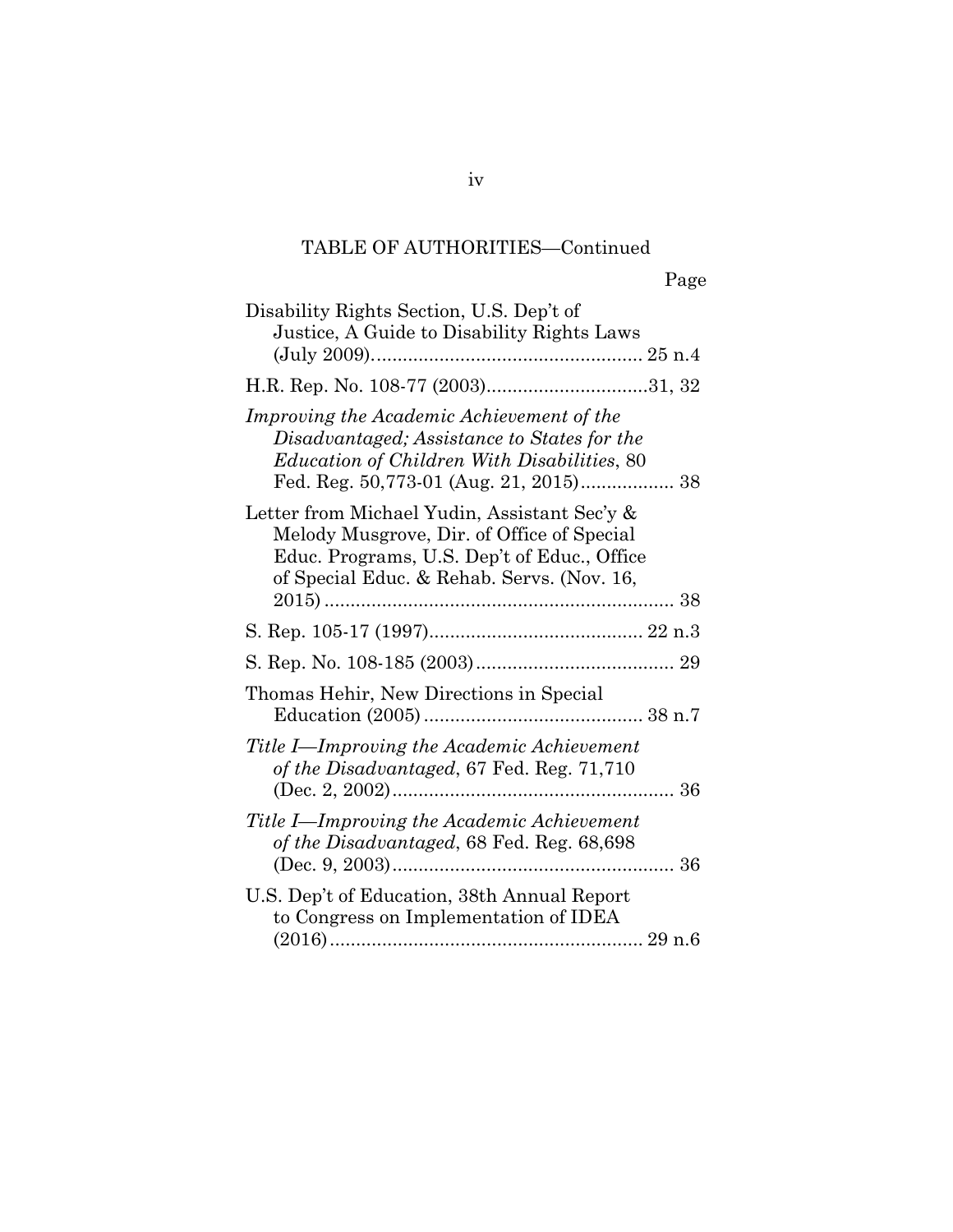TABLE OF AUTHORITIES—Continued

Page

Disability Rights Section, U.S. Dep't of Justice, A Guide to Disability Rights Laws (July 2009)................................................... 25 n.4

H.R. Rep. No. 108-77 (2003)...............................31, 32

*Improving the Academic Achievement of the Disadvantaged; Assistance to States for the Education of Children With Disabilities*, 80 Fed. Reg. 50,773-01 (Aug. 21, 2015).................. 38

Letter from Michael Yudin, Assistant Sec'y & Melody Musgrove, Dir. of Office of Special Educ. Programs, U.S. Dep't of Educ., Office of Special Educ. & Rehab. Servs. (Nov. 16, 2015)................................................................... 38

S. Rep. 105-17 (1997)......................................... 22 n.3

S. Rep. No. 108-185 (2003)...................................... 29

Thomas Hehir, New Directions in Special Education (2005).......................................... 38 n.7

*Title I—Improving the Academic Achievement of the Disadvantaged*, 67 Fed. Reg. 71,710 (Dec. 2, 2002)...................................................... 36

*Title I—Improving the Academic Achievement of the Disadvantaged*, 68 Fed. Reg. 68,698 (Dec. 9, 2003)...................................................... 36

U.S. Dep't of Education, 38th Annual Report to Congress on Implementation of IDEA (2016)............................................................ 29 n.6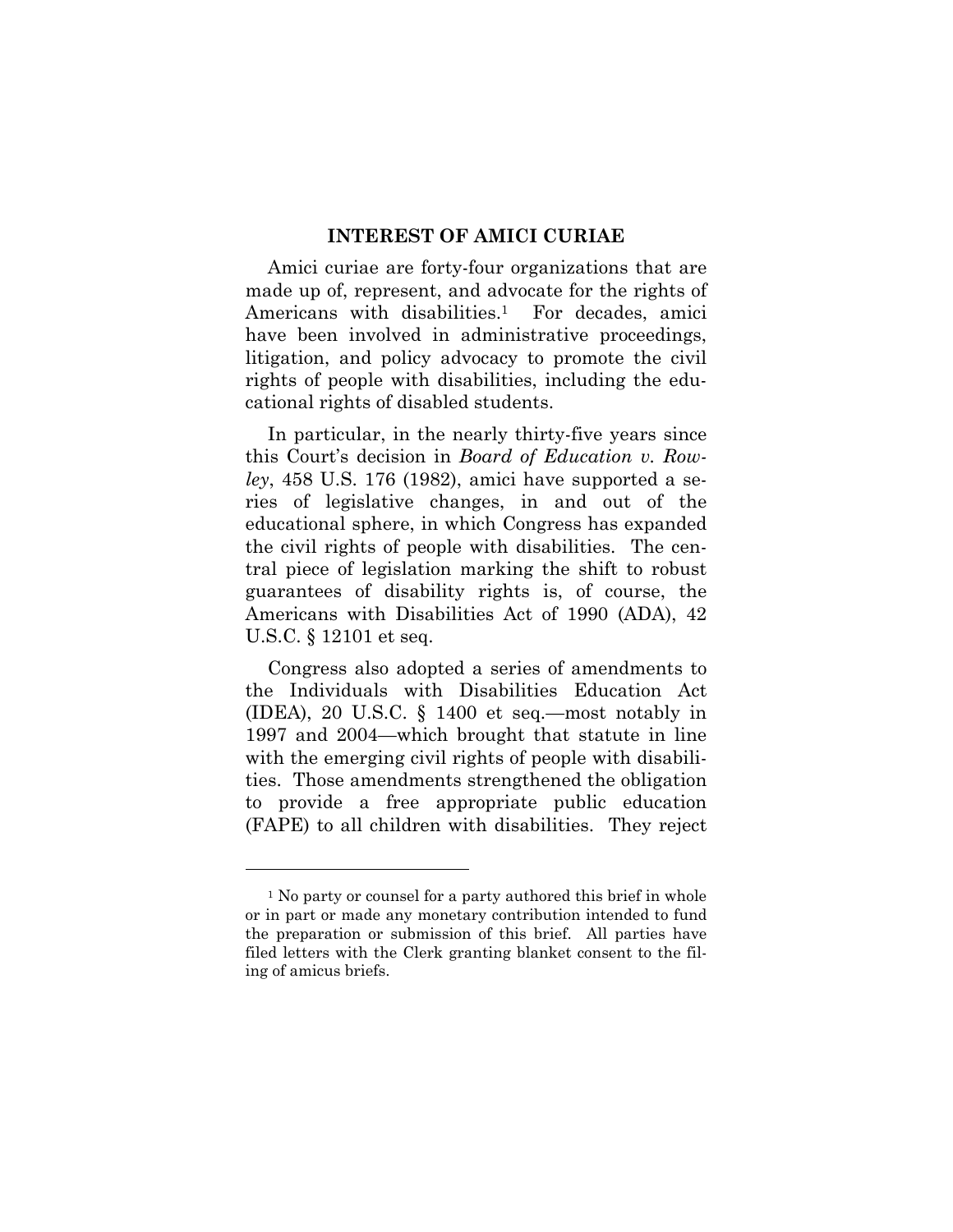## INTEREST OF AMICI CURIAE

Amici curiae are forty-four organizations that are made up of, represent, and advocate for the rights of Americans with disabilities.[1] For decades, amici have been involved in administrative proceedings, litigation, and policy advocacy to promote the civil rights of people with disabilities, including the educational rights of disabled students.

In particular, in the nearly thirty-five years since this Court's decision in *Board of Education v. Rowley*, 458 U.S. 176 (1982), amici have supported a series of legislative changes, in and out of the educational sphere, in which Congress has expanded the civil rights of people with disabilities. The central piece of legislation marking the shift to robust guarantees of disability rights is, of course, the Americans with Disabilities Act of 1990 (ADA), 42 U.S.C. § 12101 et seq.

Congress also adopted a series of amendments to the Individuals with Disabilities Education Act (IDEA), 20 U.S.C. § 1400 et seq.—most notably in 1997 and 2004—which brought that statute in line with the emerging civil rights of people with disabilities. Those amendments strengthened the obligation to provide a free appropriate public education (FAPE) to all children with disabilities. They reject

---

[1] No party or counsel for a party authored this brief in whole or in part or made any monetary contribution intended to fund the preparation or submission of this brief. All parties have filed letters with the Clerk granting blanket consent to the filing of amicus briefs.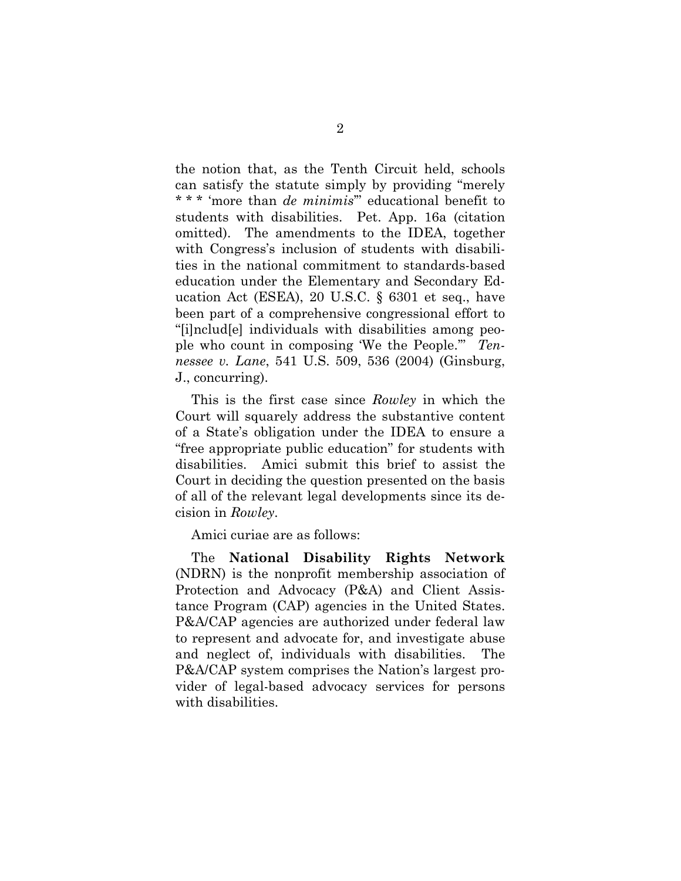the notion that, as the Tenth Circuit held, schools can satisfy the statute simply by providing "merely * * * 'more than *de minimis*'" educational benefit to students with disabilities. Pet. App. 16a (citation omitted). The amendments to the IDEA, together with Congress's inclusion of students with disabilities in the national commitment to standards-based education under the Elementary and Secondary Education Act (ESEA), 20 U.S.C. § 6301 et seq., have been part of a comprehensive congressional effort to "[i]nclud[e] individuals with disabilities among people who count in composing 'We the People.'" *Tennessee v. Lane*, 541 U.S. 509, 536 (2004) (Ginsburg, J., concurring).

This is the first case since *Rowley* in which the Court will squarely address the substantive content of a State's obligation under the IDEA to ensure a "free appropriate public education" for students with disabilities. Amici submit this brief to assist the Court in deciding the question presented on the basis of all of the relevant legal developments since its decision in *Rowley*.

Amici curiae are as follows:

The **National Disability Rights Network** (NDRN) is the nonprofit membership association of Protection and Advocacy (P&A) and Client Assistance Program (CAP) agencies in the United States. P&A/CAP agencies are authorized under federal law to represent and advocate for, and investigate abuse and neglect of, individuals with disabilities. The P&A/CAP system comprises the Nation's largest provider of legal-based advocacy services for persons with disabilities.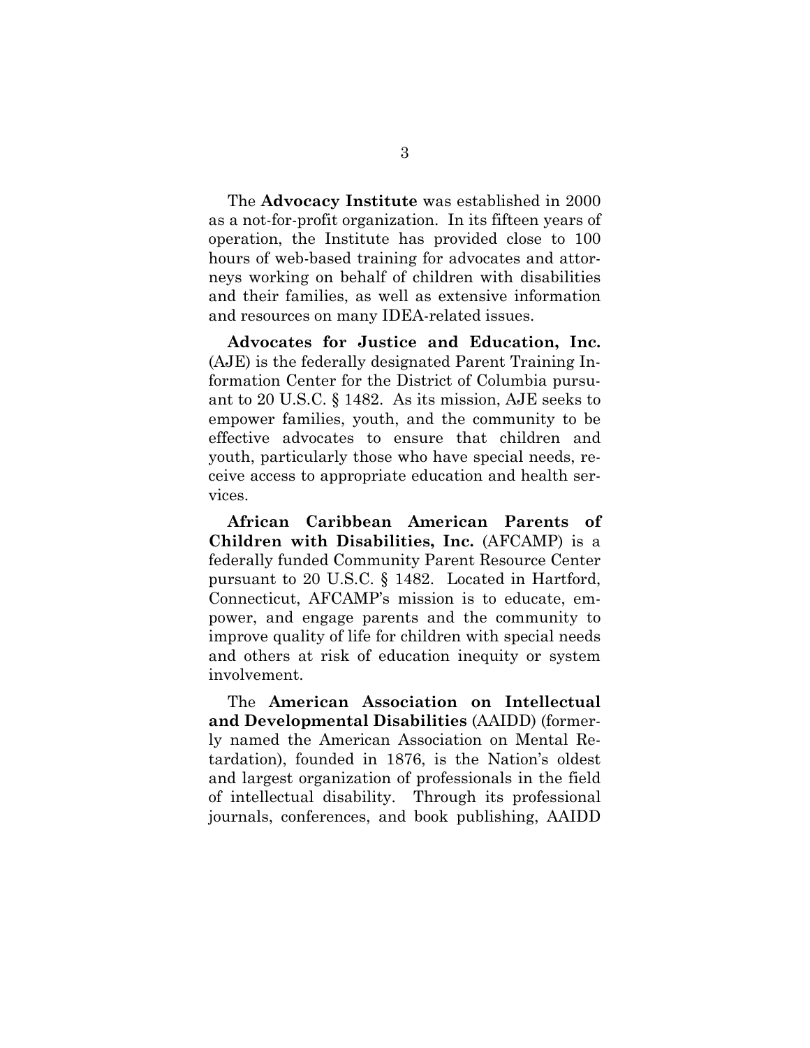The **Advocacy Institute** was established in 2000 as a not-for-profit organization. In its fifteen years of operation, the Institute has provided close to 100 hours of web-based training for advocates and attorneys working on behalf of children with disabilities and their families, as well as extensive information and resources on many IDEA-related issues.

**Advocates for Justice and Education, Inc.** (AJE) is the federally designated Parent Training Information Center for the District of Columbia pursuant to 20 U.S.C. § 1482. As its mission, AJE seeks to empower families, youth, and the community to be effective advocates to ensure that children and youth, particularly those who have special needs, receive access to appropriate education and health services.

**African Caribbean American Parents of Children with Disabilities, Inc.** (AFCAMP) is a federally funded Community Parent Resource Center pursuant to 20 U.S.C. § 1482. Located in Hartford, Connecticut, AFCAMP's mission is to educate, empower, and engage parents and the community to improve quality of life for children with special needs and others at risk of education inequity or system involvement.

The **American Association on Intellectual and Developmental Disabilities** (AAIDD) (formerly named the American Association on Mental Retardation), founded in 1876, is the Nation's oldest and largest organization of professionals in the field of intellectual disability. Through its professional journals, conferences, and book publishing, AAIDD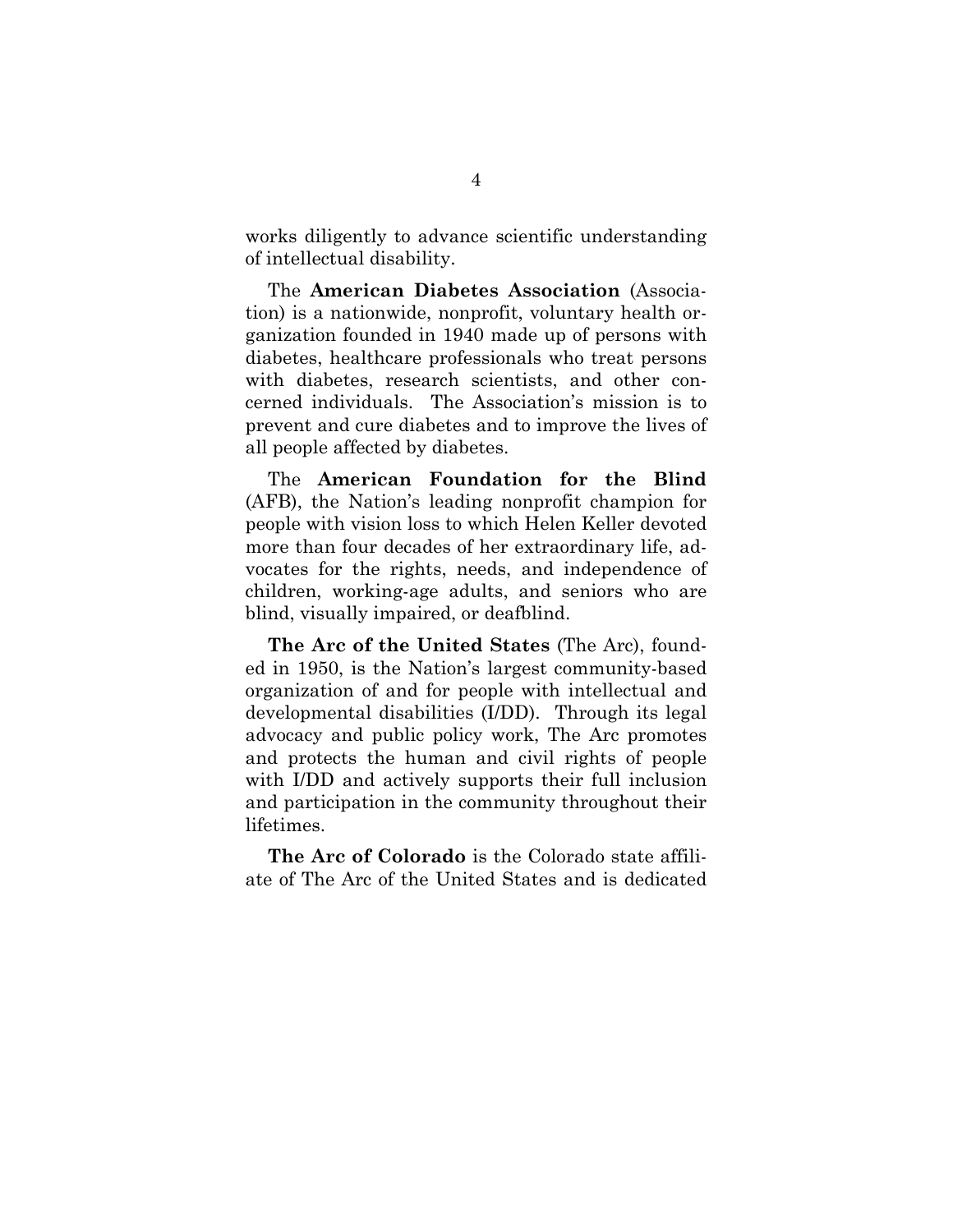works diligently to advance scientific understanding of intellectual disability.

The **American Diabetes Association** (Association) is a nationwide, nonprofit, voluntary health organization founded in 1940 made up of persons with diabetes, healthcare professionals who treat persons with diabetes, research scientists, and other concerned individuals. The Association's mission is to prevent and cure diabetes and to improve the lives of all people affected by diabetes.

The **American Foundation for the Blind** (AFB), the Nation's leading nonprofit champion for people with vision loss to which Helen Keller devoted more than four decades of her extraordinary life, advocates for the rights, needs, and independence of children, working-age adults, and seniors who are blind, visually impaired, or deafblind.

**The Arc of the United States** (The Arc), founded in 1950, is the Nation's largest community-based organization of and for people with intellectual and developmental disabilities (I/DD). Through its legal advocacy and public policy work, The Arc promotes and protects the human and civil rights of people with I/DD and actively supports their full inclusion and participation in the community throughout their lifetimes.

**The Arc of Colorado** is the Colorado state affiliate of The Arc of the United States and is dedicated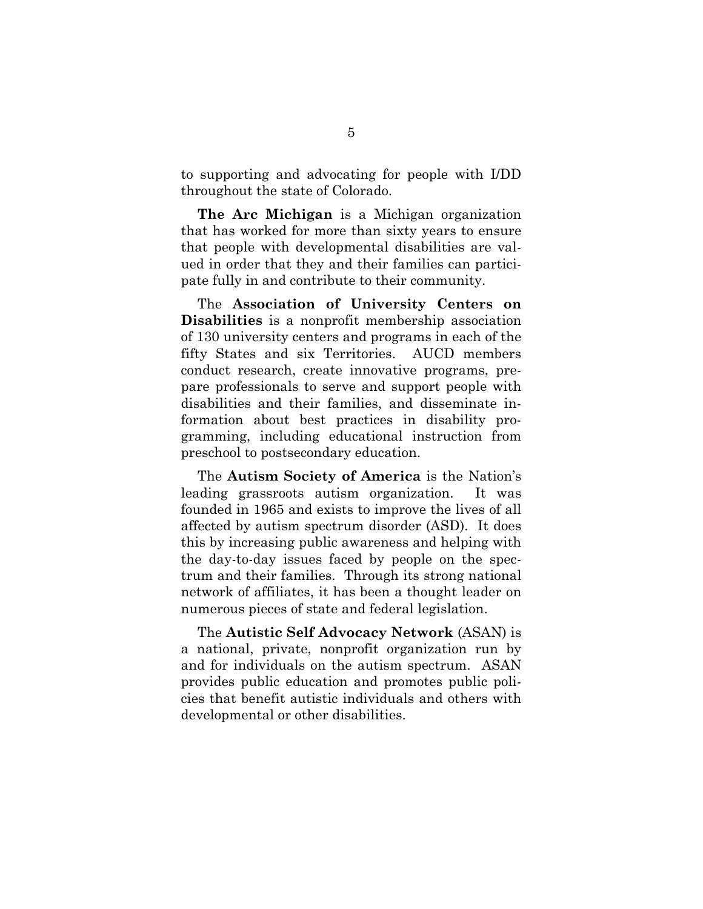to supporting and advocating for people with I/DD throughout the state of Colorado.

**The Arc Michigan** is a Michigan organization that has worked for more than sixty years to ensure that people with developmental disabilities are valued in order that they and their families can participate fully in and contribute to their community.

The **Association of University Centers on Disabilities** is a nonprofit membership association of 130 university centers and programs in each of the fifty States and six Territories. AUCD members conduct research, create innovative programs, prepare professionals to serve and support people with disabilities and their families, and disseminate information about best practices in disability programming, including educational instruction from preschool to postsecondary education.

The **Autism Society of America** is the Nation's leading grassroots autism organization. It was founded in 1965 and exists to improve the lives of all affected by autism spectrum disorder (ASD). It does this by increasing public awareness and helping with the day-to-day issues faced by people on the spectrum and their families. Through its strong national network of affiliates, it has been a thought leader on numerous pieces of state and federal legislation.

The **Autistic Self Advocacy Network** (ASAN) is a national, private, nonprofit organization run by and for individuals on the autism spectrum. ASAN provides public education and promotes public policies that benefit autistic individuals and others with developmental or other disabilities.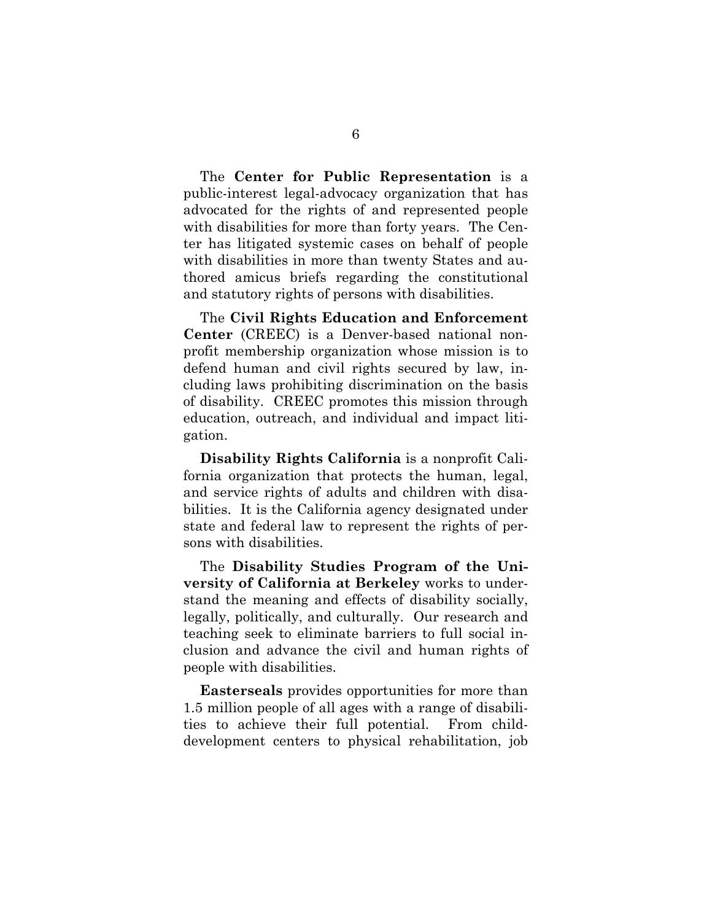The **Center for Public Representation** is a public-interest legal-advocacy organization that has advocated for the rights of and represented people with disabilities for more than forty years. The Center has litigated systemic cases on behalf of people with disabilities in more than twenty States and authored amicus briefs regarding the constitutional and statutory rights of persons with disabilities.

The **Civil Rights Education and Enforcement Center** (CREEC) is a Denver-based national nonprofit membership organization whose mission is to defend human and civil rights secured by law, including laws prohibiting discrimination on the basis of disability. CREEC promotes this mission through education, outreach, and individual and impact litigation.

**Disability Rights California** is a nonprofit California organization that protects the human, legal, and service rights of adults and children with disabilities. It is the California agency designated under state and federal law to represent the rights of persons with disabilities.

The **Disability Studies Program of the University of California at Berkeley** works to understand the meaning and effects of disability socially, legally, politically, and culturally. Our research and teaching seek to eliminate barriers to full social inclusion and advance the civil and human rights of people with disabilities.

**Easterseals** provides opportunities for more than 1.5 million people of all ages with a range of disabilities to achieve their full potential. From child-development centers to physical rehabilitation, job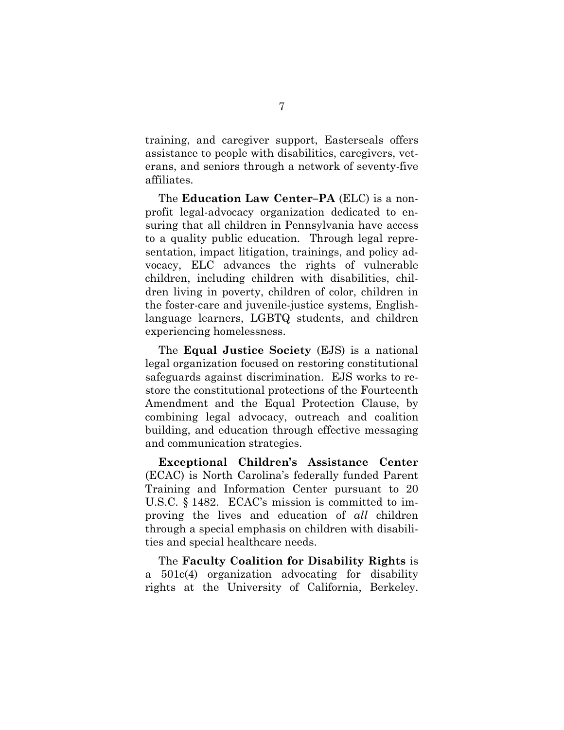training, and caregiver support, Easterseals offers assistance to people with disabilities, caregivers, veterans, and seniors through a network of seventy-five affiliates.

The **Education Law Center–PA** (ELC) is a nonprofit legal-advocacy organization dedicated to ensuring that all children in Pennsylvania have access to a quality public education. Through legal representation, impact litigation, trainings, and policy advocacy, ELC advances the rights of vulnerable children, including children with disabilities, children living in poverty, children of color, children in the foster-care and juvenile-justice systems, English-language learners, LGBTQ students, and children experiencing homelessness.

The **Equal Justice Society** (EJS) is a national legal organization focused on restoring constitutional safeguards against discrimination. EJS works to restore the constitutional protections of the Fourteenth Amendment and the Equal Protection Clause, by combining legal advocacy, outreach and coalition building, and education through effective messaging and communication strategies.

**Exceptional Children's Assistance Center** (ECAC) is North Carolina's federally funded Parent Training and Information Center pursuant to 20 U.S.C. § 1482. ECAC's mission is committed to improving the lives and education of *all* children through a special emphasis on children with disabilities and special healthcare needs.

The **Faculty Coalition for Disability Rights** is a 501c(4) organization advocating for disability rights at the University of California, Berkeley.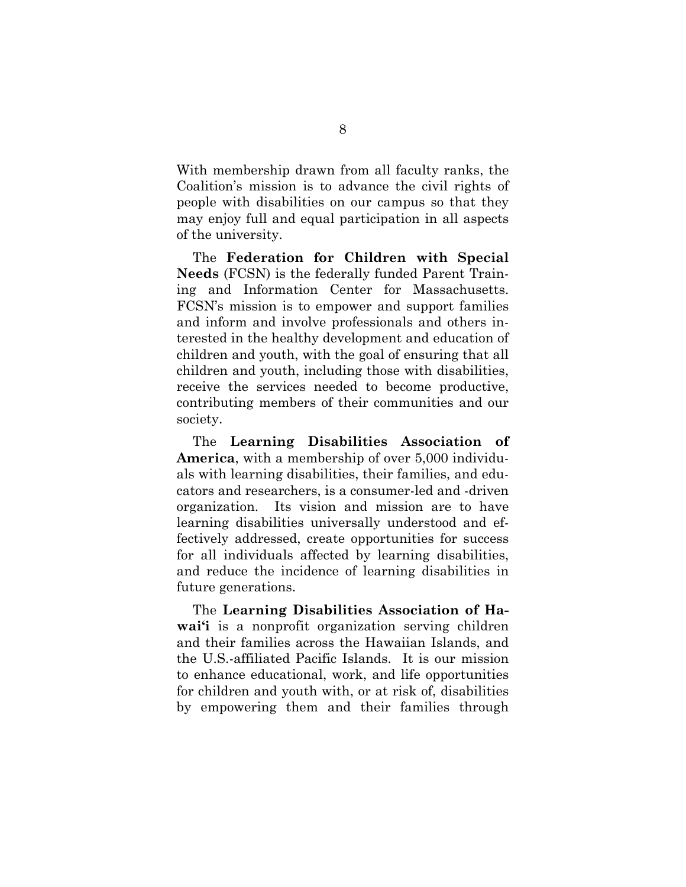With membership drawn from all faculty ranks, the Coalition's mission is to advance the civil rights of people with disabilities on our campus so that they may enjoy full and equal participation in all aspects of the university.

The **Federation for Children with Special Needs** (FCSN) is the federally funded Parent Training and Information Center for Massachusetts. FCSN's mission is to empower and support families and inform and involve professionals and others interested in the healthy development and education of children and youth, with the goal of ensuring that all children and youth, including those with disabilities, receive the services needed to become productive, contributing members of their communities and our society.

The **Learning Disabilities Association of America**, with a membership of over 5,000 individuals with learning disabilities, their families, and educators and researchers, is a consumer-led and -driven organization. Its vision and mission are to have learning disabilities universally understood and effectively addressed, create opportunities for success for all individuals affected by learning disabilities, and reduce the incidence of learning disabilities in future generations.

The **Learning Disabilities Association of Hawai'i** is a nonprofit organization serving children and their families across the Hawaiian Islands, and the U.S.-affiliated Pacific Islands. It is our mission to enhance educational, work, and life opportunities for children and youth with, or at risk of, disabilities by empowering them and their families through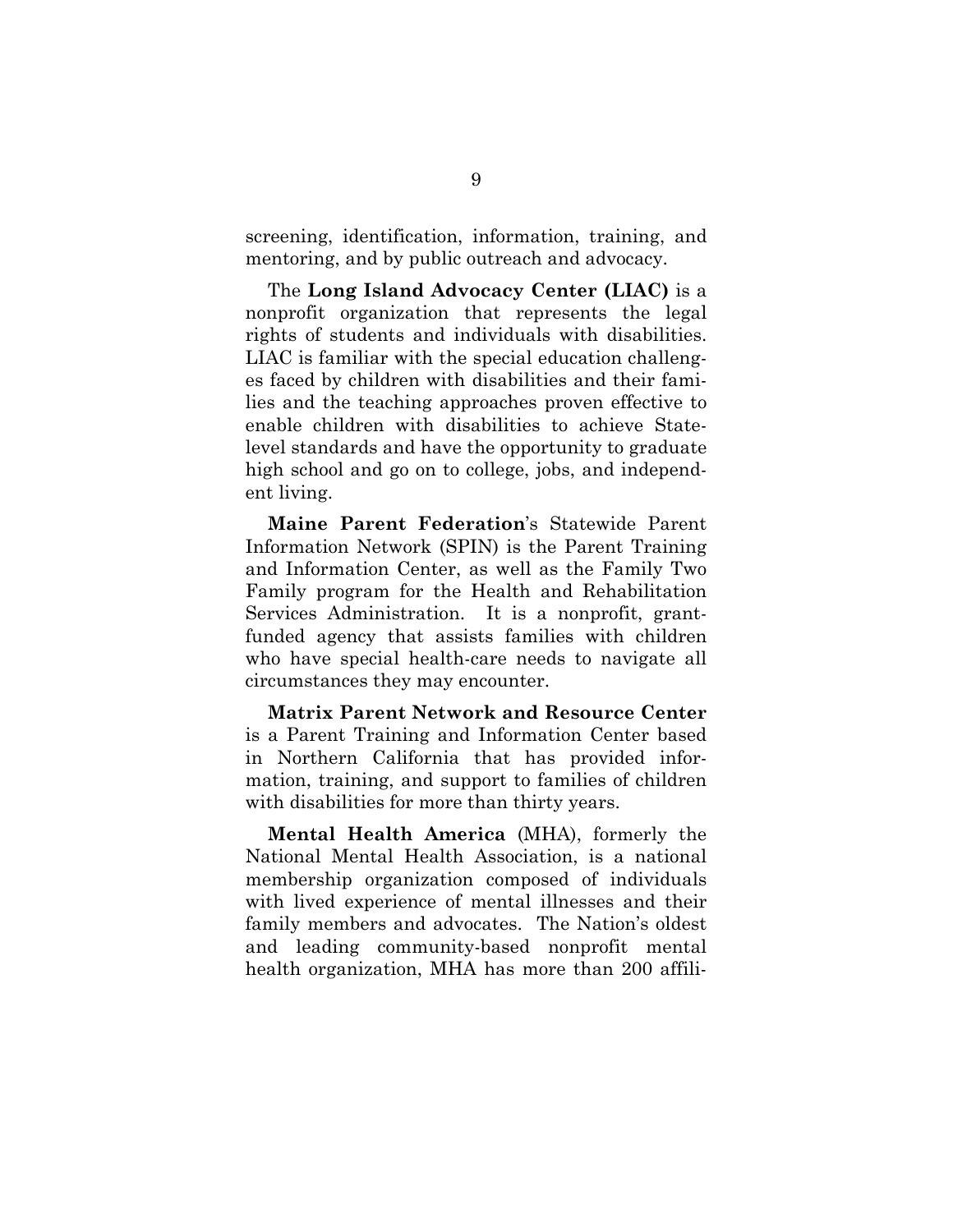screening, identification, information, training, and mentoring, and by public outreach and advocacy.

The **Long Island Advocacy Center (LIAC)** is a nonprofit organization that represents the legal rights of students and individuals with disabilities. LIAC is familiar with the special education challenges faced by children with disabilities and their families and the teaching approaches proven effective to enable children with disabilities to achieve State-level standards and have the opportunity to graduate high school and go on to college, jobs, and independent living.

**Maine Parent Federation**'s Statewide Parent Information Network (SPIN) is the Parent Training and Information Center, as well as the Family Two Family program for the Health and Rehabilitation Services Administration. It is a nonprofit, grant-funded agency that assists families with children who have special health-care needs to navigate all circumstances they may encounter.

**Matrix Parent Network and Resource Center** is a Parent Training and Information Center based in Northern California that has provided information, training, and support to families of children with disabilities for more than thirty years.

**Mental Health America** (MHA), formerly the National Mental Health Association, is a national membership organization composed of individuals with lived experience of mental illnesses and their family members and advocates. The Nation's oldest and leading community-based nonprofit mental health organization, MHA has more than 200 affili-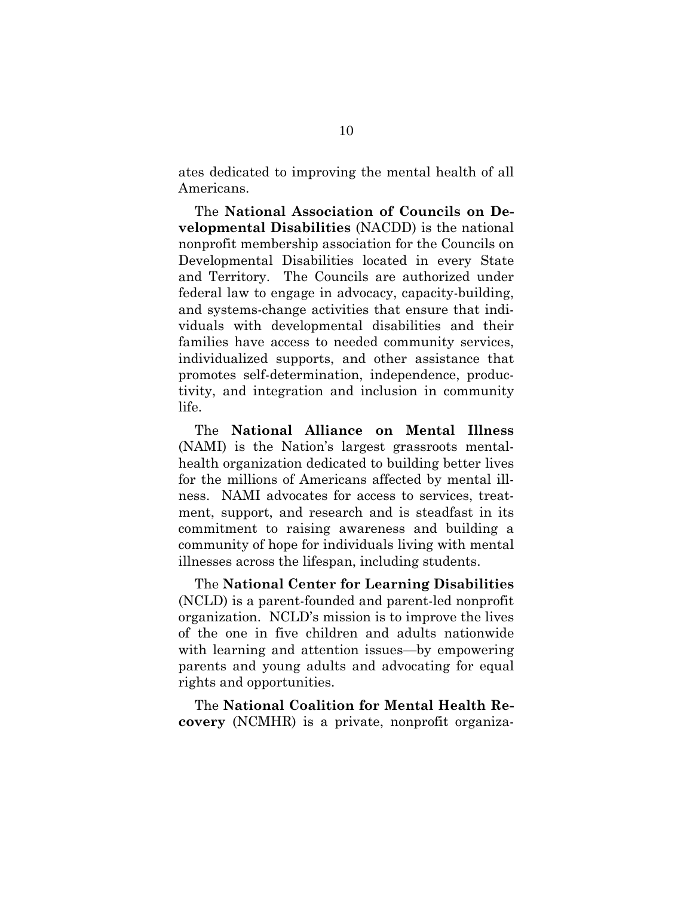ates dedicated to improving the mental health of all Americans.

The **National Association of Councils on Developmental Disabilities** (NACDD) is the national nonprofit membership association for the Councils on Developmental Disabilities located in every State and Territory. The Councils are authorized under federal law to engage in advocacy, capacity-building, and systems-change activities that ensure that individuals with developmental disabilities and their families have access to needed community services, individualized supports, and other assistance that promotes self-determination, independence, productivity, and integration and inclusion in community life.

The **National Alliance on Mental Illness** (NAMI) is the Nation's largest grassroots mental-health organization dedicated to building better lives for the millions of Americans affected by mental illness. NAMI advocates for access to services, treatment, support, and research and is steadfast in its commitment to raising awareness and building a community of hope for individuals living with mental illnesses across the lifespan, including students.

The **National Center for Learning Disabilities** (NCLD) is a parent-founded and parent-led nonprofit organization. NCLD's mission is to improve the lives of the one in five children and adults nationwide with learning and attention issues—by empowering parents and young adults and advocating for equal rights and opportunities.

The **National Coalition for Mental Health Recovery** (NCMHR) is a private, nonprofit organiza-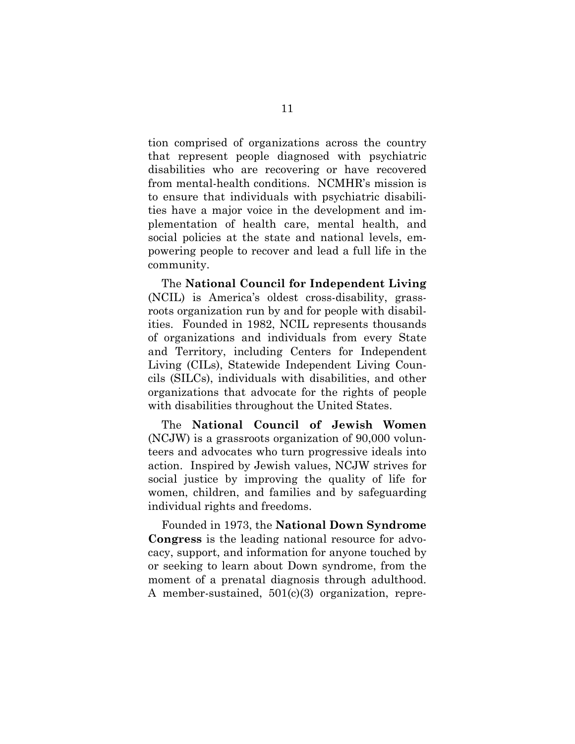tion comprised of organizations across the country that represent people diagnosed with psychiatric disabilities who are recovering or have recovered from mental-health conditions. NCMHR's mission is to ensure that individuals with psychiatric disabilities have a major voice in the development and implementation of health care, mental health, and social policies at the state and national levels, empowering people to recover and lead a full life in the community.

The **National Council for Independent Living** (NCIL) is America's oldest cross-disability, grassroots organization run by and for people with disabilities. Founded in 1982, NCIL represents thousands of organizations and individuals from every State and Territory, including Centers for Independent Living (CILs), Statewide Independent Living Councils (SILCs), individuals with disabilities, and other organizations that advocate for the rights of people with disabilities throughout the United States.

The **National Council of Jewish Women** (NCJW) is a grassroots organization of 90,000 volunteers and advocates who turn progressive ideals into action. Inspired by Jewish values, NCJW strives for social justice by improving the quality of life for women, children, and families and by safeguarding individual rights and freedoms.

Founded in 1973, the **National Down Syndrome Congress** is the leading national resource for advocacy, support, and information for anyone touched by or seeking to learn about Down syndrome, from the moment of a prenatal diagnosis through adulthood. A member-sustained, 501(c)(3) organization, repre-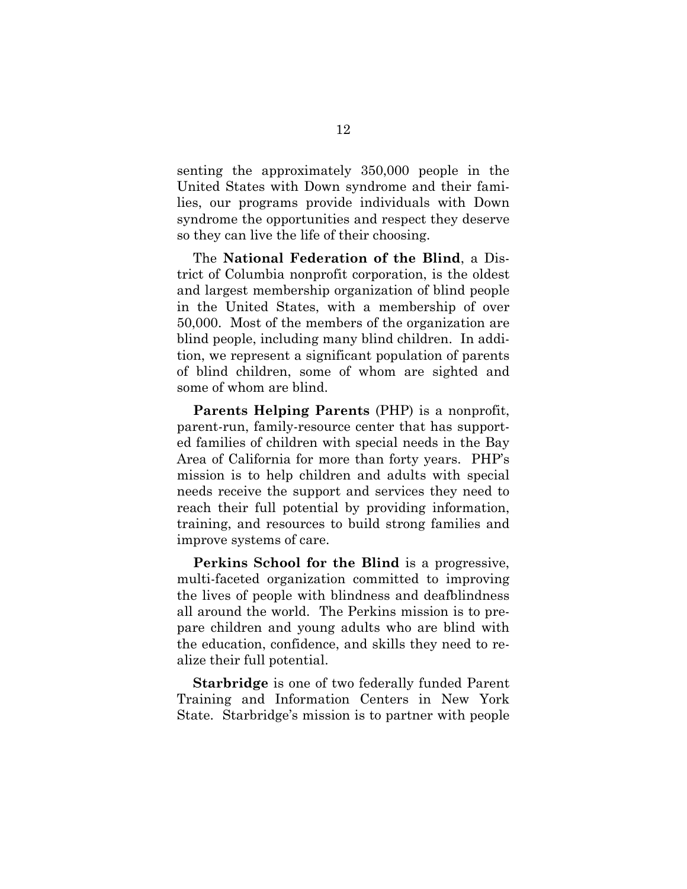senting the approximately 350,000 people in the United States with Down syndrome and their families, our programs provide individuals with Down syndrome the opportunities and respect they deserve so they can live the life of their choosing.

The **National Federation of the Blind**, a District of Columbia nonprofit corporation, is the oldest and largest membership organization of blind people in the United States, with a membership of over 50,000. Most of the members of the organization are blind people, including many blind children. In addition, we represent a significant population of parents of blind children, some of whom are sighted and some of whom are blind.

**Parents Helping Parents** (PHP) is a nonprofit, parent-run, family-resource center that has supported families of children with special needs in the Bay Area of California for more than forty years. PHP's mission is to help children and adults with special needs receive the support and services they need to reach their full potential by providing information, training, and resources to build strong families and improve systems of care.

**Perkins School for the Blind** is a progressive, multi-faceted organization committed to improving the lives of people with blindness and deafblindness all around the world. The Perkins mission is to prepare children and young adults who are blind with the education, confidence, and skills they need to realize their full potential.

**Starbridge** is one of two federally funded Parent Training and Information Centers in New York State. Starbridge's mission is to partner with people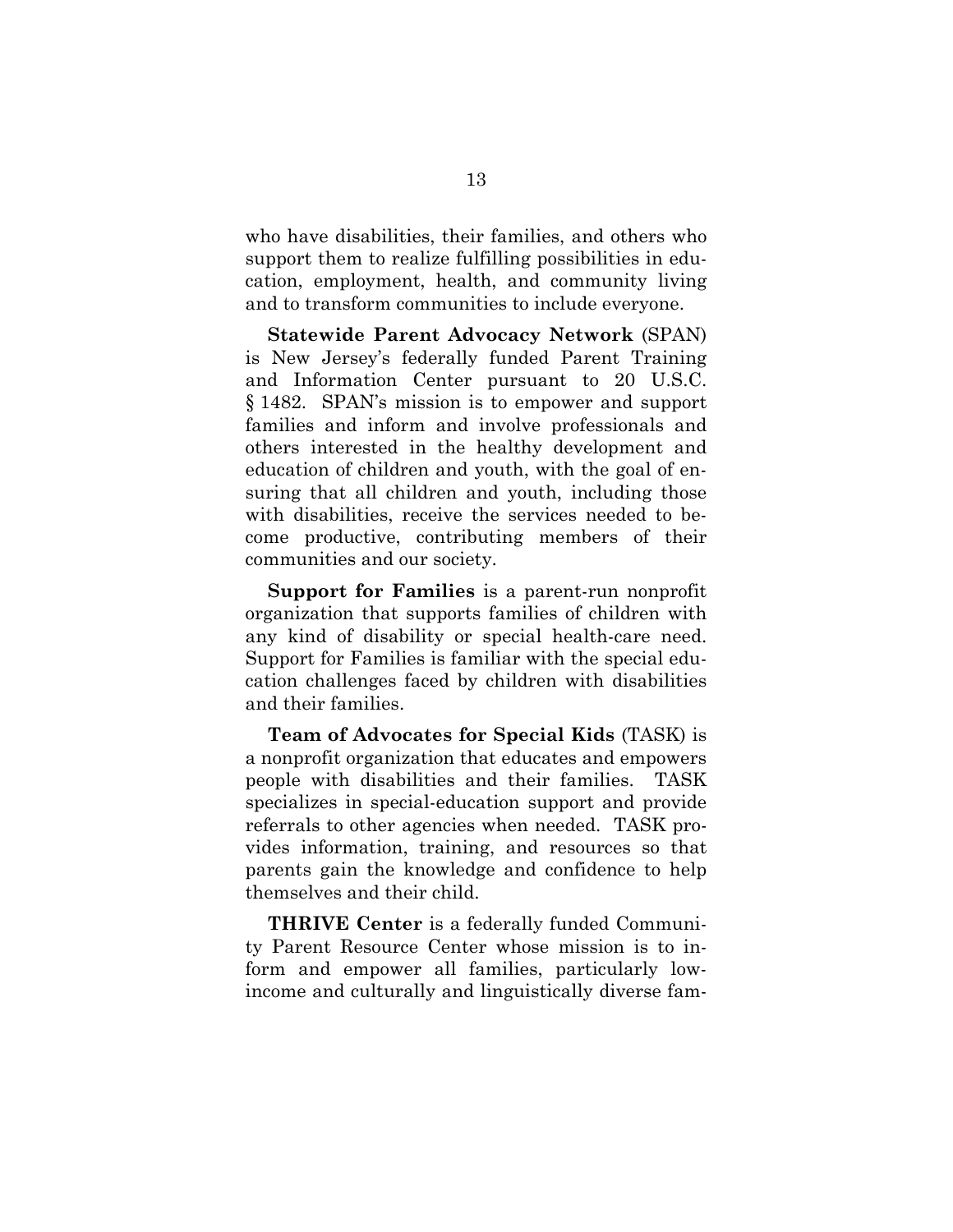who have disabilities, their families, and others who support them to realize fulfilling possibilities in education, employment, health, and community living and to transform communities to include everyone.

**Statewide Parent Advocacy Network** (SPAN) is New Jersey's federally funded Parent Training and Information Center pursuant to 20 U.S.C. § 1482. SPAN's mission is to empower and support families and inform and involve professionals and others interested in the healthy development and education of children and youth, with the goal of ensuring that all children and youth, including those with disabilities, receive the services needed to become productive, contributing members of their communities and our society.

**Support for Families** is a parent-run nonprofit organization that supports families of children with any kind of disability or special health-care need. Support for Families is familiar with the special education challenges faced by children with disabilities and their families.

**Team of Advocates for Special Kids** (TASK) is a nonprofit organization that educates and empowers people with disabilities and their families. TASK specializes in special-education support and provide referrals to other agencies when needed. TASK provides information, training, and resources so that parents gain the knowledge and confidence to help themselves and their child.

**THRIVE Center** is a federally funded Community Parent Resource Center whose mission is to inform and empower all families, particularly low-income and culturally and linguistically diverse fam-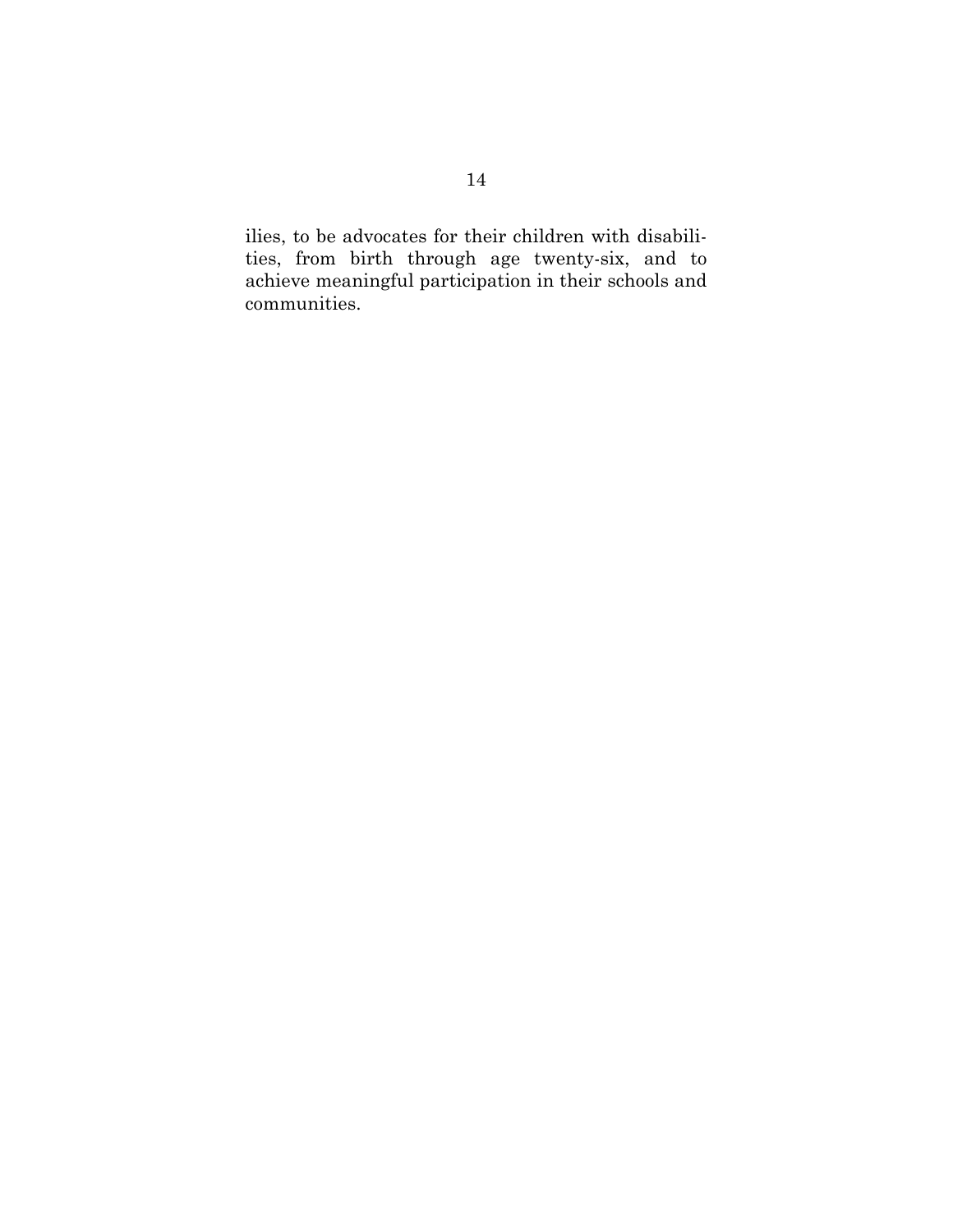ilies, to be advocates for their children with disabilities, from birth through age twenty-six, and to achieve meaningful participation in their schools and communities.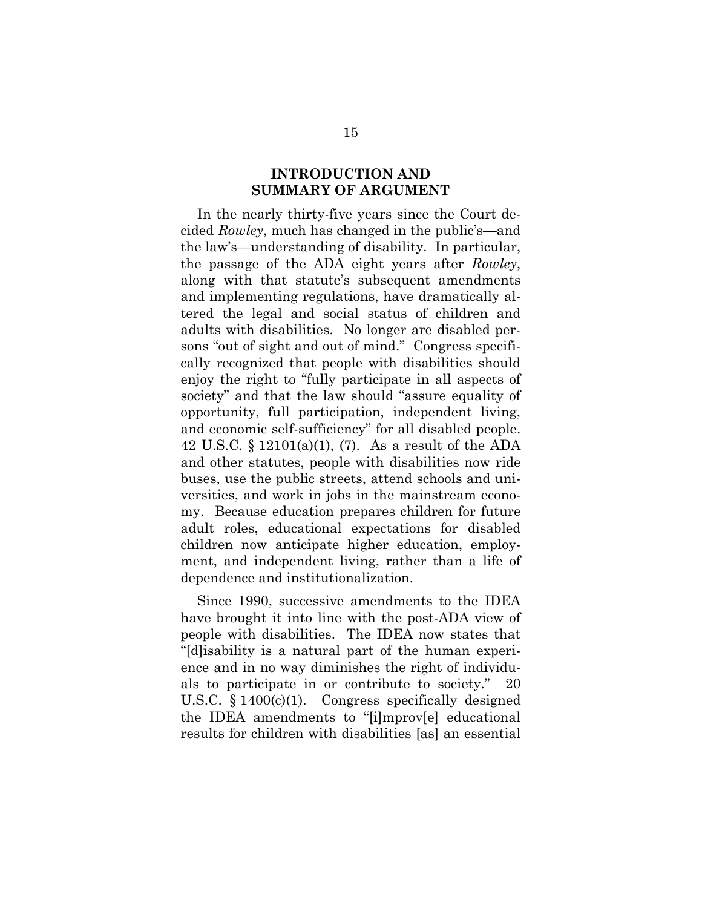## INTRODUCTION AND SUMMARY OF ARGUMENT

In the nearly thirty-five years since the Court decided *Rowley*, much has changed in the public's—and the law's—understanding of disability. In particular, the passage of the ADA eight years after *Rowley*, along with that statute's subsequent amendments and implementing regulations, have dramatically altered the legal and social status of children and adults with disabilities. No longer are disabled persons "out of sight and out of mind." Congress specifically recognized that people with disabilities should enjoy the right to "fully participate in all aspects of society" and that the law should "assure equality of opportunity, full participation, independent living, and economic self-sufficiency" for all disabled people. 42 U.S.C. § 12101(a)(1), (7). As a result of the ADA and other statutes, people with disabilities now ride buses, use the public streets, attend schools and universities, and work in jobs in the mainstream economy. Because education prepares children for future adult roles, educational expectations for disabled children now anticipate higher education, employment, and independent living, rather than a life of dependence and institutionalization.

Since 1990, successive amendments to the IDEA have brought it into line with the post-ADA view of people with disabilities. The IDEA now states that "[d]isability is a natural part of the human experience and in no way diminishes the right of individuals to participate in or contribute to society." 20 U.S.C. § 1400(c)(1). Congress specifically designed the IDEA amendments to "[i]mprov[e] educational results for children with disabilities [as] an essential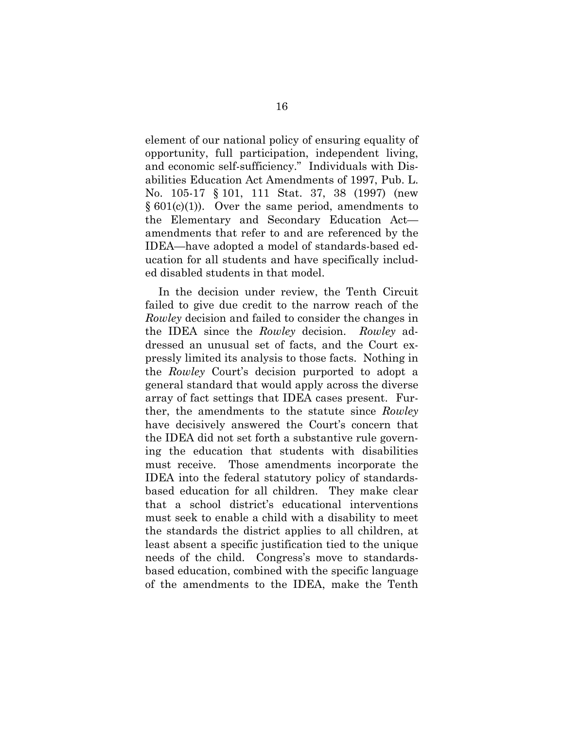element of our national policy of ensuring equality of opportunity, full participation, independent living, and economic self-sufficiency." Individuals with Disabilities Education Act Amendments of 1997, Pub. L. No. 105-17 § 101, 111 Stat. 37, 38 (1997) (new § 601(c)(1)). Over the same period, amendments to the Elementary and Secondary Education Act—amendments that refer to and are referenced by the IDEA—have adopted a model of standards-based education for all students and have specifically included disabled students in that model.

In the decision under review, the Tenth Circuit failed to give due credit to the narrow reach of the *Rowley* decision and failed to consider the changes in the IDEA since the *Rowley* decision. *Rowley* addressed an unusual set of facts, and the Court expressly limited its analysis to those facts. Nothing in the *Rowley* Court's decision purported to adopt a general standard that would apply across the diverse array of fact settings that IDEA cases present. Further, the amendments to the statute since *Rowley* have decisively answered the Court's concern that the IDEA did not set forth a substantive rule governing the education that students with disabilities must receive. Those amendments incorporate the IDEA into the federal statutory policy of standards-based education for all children. They make clear that a school district's educational interventions must seek to enable a child with a disability to meet the standards the district applies to all children, at least absent a specific justification tied to the unique needs of the child. Congress's move to standards-based education, combined with the specific language of the amendments to the IDEA, make the Tenth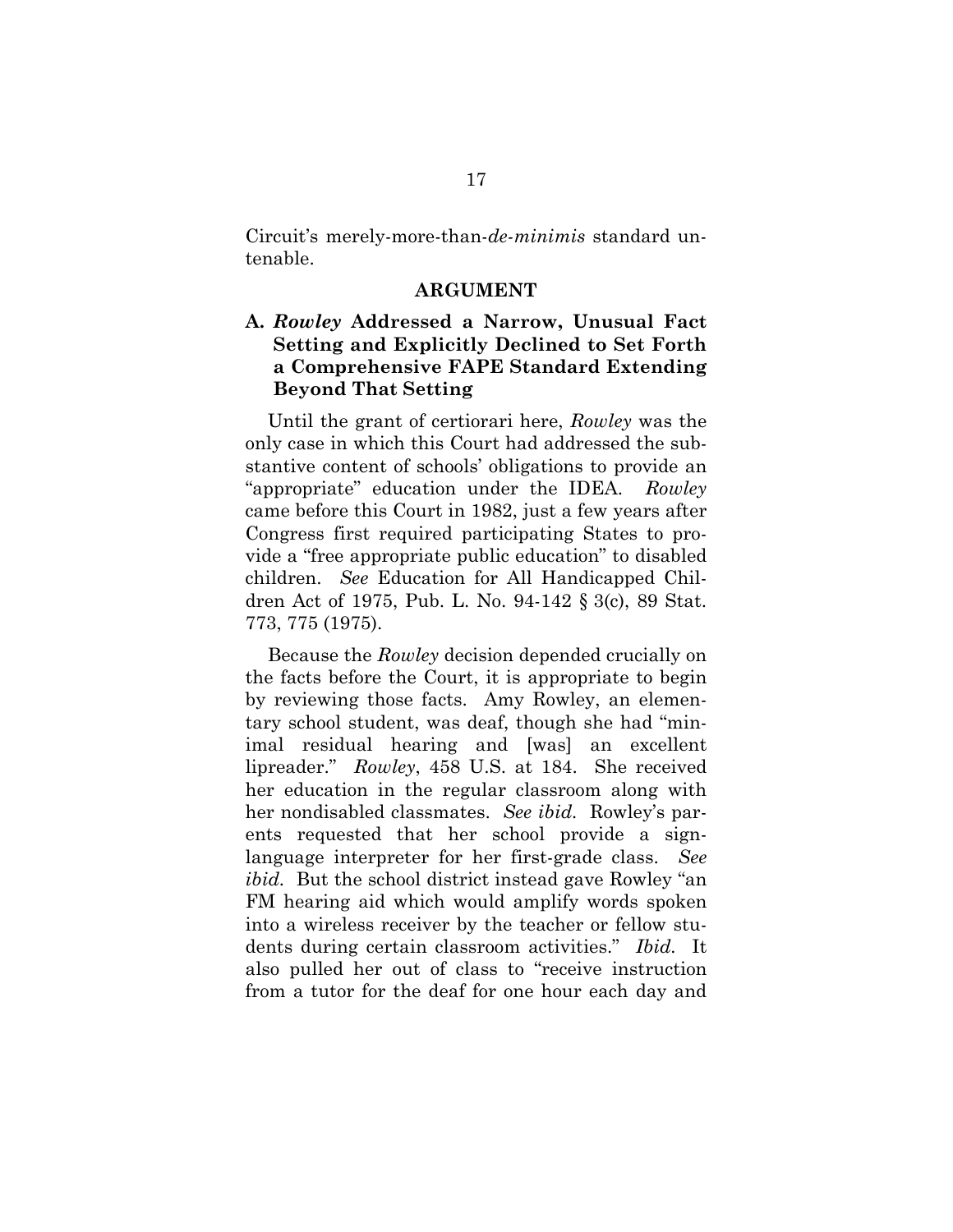Circuit's merely-more-than-*de-minimis* standard untenable.

## ARGUMENT

### A. *Rowley* Addressed a Narrow, Unusual Fact Setting and Explicitly Declined to Set Forth a Comprehensive FAPE Standard Extending Beyond That Setting

Until the grant of certiorari here, *Rowley* was the only case in which this Court had addressed the substantive content of schools' obligations to provide an "appropriate" education under the IDEA. *Rowley* came before this Court in 1982, just a few years after Congress first required participating States to provide a "free appropriate public education" to disabled children. *See* Education for All Handicapped Children Act of 1975, Pub. L. No. 94-142 § 3(c), 89 Stat. 773, 775 (1975).

Because the *Rowley* decision depended crucially on the facts before the Court, it is appropriate to begin by reviewing those facts. Amy Rowley, an elementary school student, was deaf, though she had "minimal residual hearing and [was] an excellent lipreader." *Rowley*, 458 U.S. at 184. She received her education in the regular classroom along with her nondisabled classmates. *See ibid.* Rowley's parents requested that her school provide a sign-language interpreter for her first-grade class. *See ibid.* But the school district instead gave Rowley "an FM hearing aid which would amplify words spoken into a wireless receiver by the teacher or fellow students during certain classroom activities." *Ibid.* It also pulled her out of class to "receive instruction from a tutor for the deaf for one hour each day and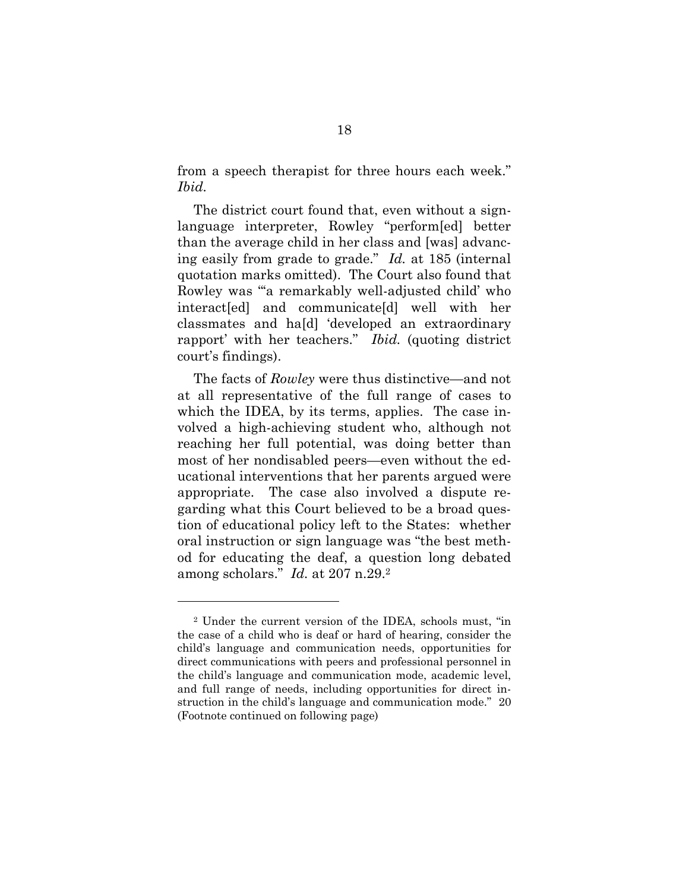from a speech therapist for three hours each week." *Ibid.*

The district court found that, even without a sign-language interpreter, Rowley "perform[ed] better than the average child in her class and [was] advancing easily from grade to grade." *Id.* at 185 (internal quotation marks omitted). The Court also found that Rowley was "'a remarkably well-adjusted child' who interact[ed] and communicate[d] well with her classmates and ha[d] 'developed an extraordinary rapport' with her teachers." *Ibid.* (quoting district court's findings).

The facts of *Rowley* were thus distinctive—and not at all representative of the full range of cases to which the IDEA, by its terms, applies. The case involved a high-achieving student who, although not reaching her full potential, was doing better than most of her nondisabled peers—even without the educational interventions that her parents argued were appropriate. The case also involved a dispute regarding what this Court believed to be a broad question of educational policy left to the States: whether oral instruction or sign language was "the best method for educating the deaf, a question long debated among scholars." *Id.* at 207 n.29.[2]

---

[2] Under the current version of the IDEA, schools must, "in the case of a child who is deaf or hard of hearing, consider the child's language and communication needs, opportunities for direct communications with peers and professional personnel in the child's language and communication mode, academic level, and full range of needs, including opportunities for direct instruction in the child's language and communication mode." 20 (Footnote continued on following page)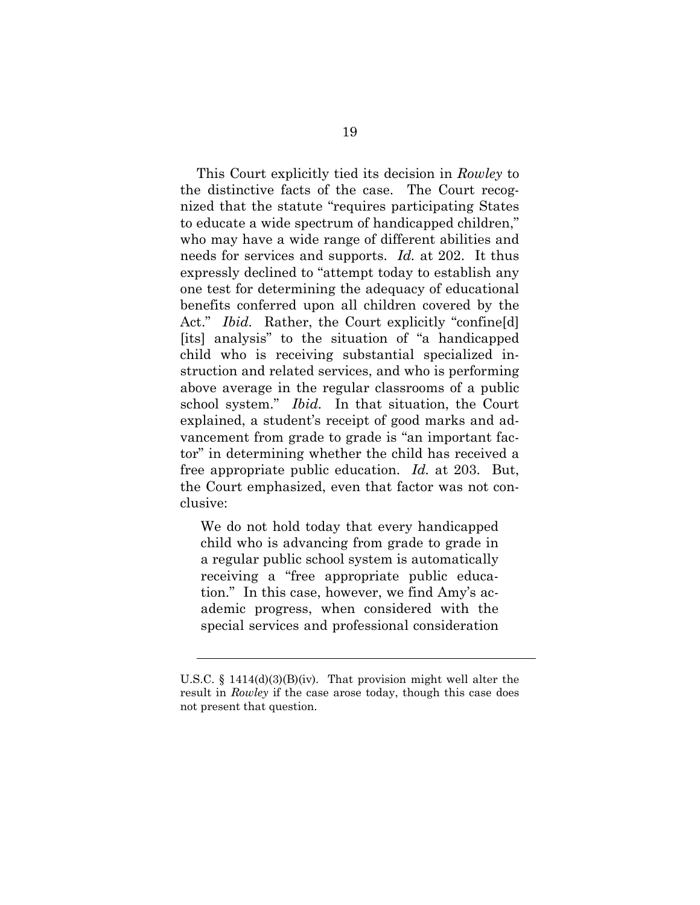This Court explicitly tied its decision in *Rowley* to the distinctive facts of the case. The Court recognized that the statute "requires participating States to educate a wide spectrum of handicapped children," who may have a wide range of different abilities and needs for services and supports. *Id.* at 202. It thus expressly declined to "attempt today to establish any one test for determining the adequacy of educational benefits conferred upon all children covered by the Act." *Ibid.* Rather, the Court explicitly "confine[d] [its] analysis" to the situation of "a handicapped child who is receiving substantial specialized instruction and related services, and who is performing above average in the regular classrooms of a public school system." *Ibid.* In that situation, the Court explained, a student's receipt of good marks and advancement from grade to grade is "an important factor" in determining whether the child has received a free appropriate public education. *Id.* at 203. But, the Court emphasized, even that factor was not conclusive:

> We do not hold today that every handicapped child who is advancing from grade to grade in a regular public school system is automatically receiving a "free appropriate public education." In this case, however, we find Amy's academic progress, when considered with the special services and professional consideration

---

U.S.C. § 1414(d)(3)(B)(iv). That provision might well alter the result in *Rowley* if the case arose today, though this case does not present that question.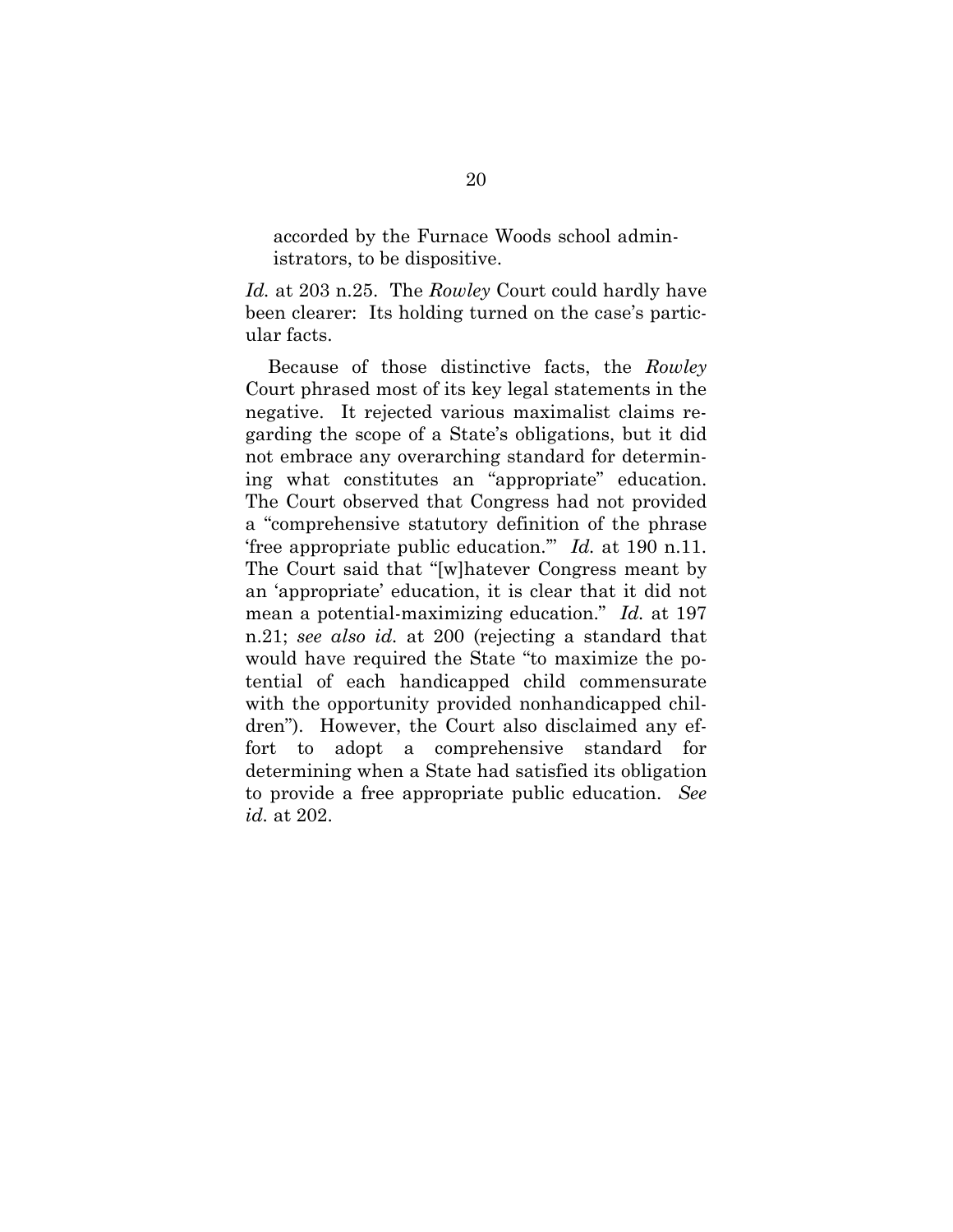accorded by the Furnace Woods school administrators, to be dispositive.

*Id.* at 203 n.25. The *Rowley* Court could hardly have been clearer: Its holding turned on the case's particular facts.

Because of those distinctive facts, the *Rowley* Court phrased most of its key legal statements in the negative. It rejected various maximalist claims regarding the scope of a State's obligations, but it did not embrace any overarching standard for determining what constitutes an "appropriate" education. The Court observed that Congress had not provided a "comprehensive statutory definition of the phrase 'free appropriate public education.'" *Id.* at 190 n.11. The Court said that "[w]hatever Congress meant by an 'appropriate' education, it is clear that it did not mean a potential-maximizing education." *Id.* at 197 n.21; *see also id.* at 200 (rejecting a standard that would have required the State "to maximize the potential of each handicapped child commensurate with the opportunity provided nonhandicapped children"). However, the Court also disclaimed any effort to adopt a comprehensive standard for determining when a State had satisfied its obligation to provide a free appropriate public education. *See id.* at 202.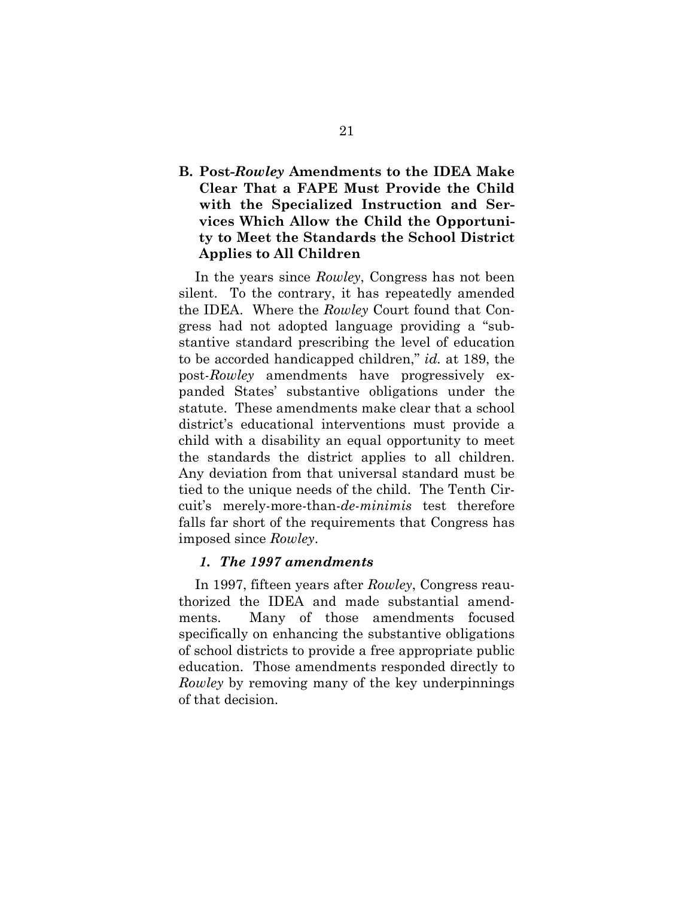### B. Post-*Rowley* Amendments to the IDEA Make Clear That a FAPE Must Provide the Child with the Specialized Instruction and Services Which Allow the Child the Opportunity to Meet the Standards the School District Applies to All Children

In the years since *Rowley*, Congress has not been silent. To the contrary, it has repeatedly amended the IDEA. Where the *Rowley* Court found that Congress had not adopted language providing a "substantive standard prescribing the level of education to be accorded handicapped children," *id.* at 189, the post-*Rowley* amendments have progressively expanded States' substantive obligations under the statute. These amendments make clear that a school district's educational interventions must provide a child with a disability an equal opportunity to meet the standards the district applies to all children. Any deviation from that universal standard must be tied to the unique needs of the child. The Tenth Circuit's merely-more-than-*de-minimis* test therefore falls far short of the requirements that Congress has imposed since *Rowley*.

#### *1. The 1997 amendments*

In 1997, fifteen years after *Rowley*, Congress reauthorized the IDEA and made substantial amendments. Many of those amendments focused specifically on enhancing the substantive obligations of school districts to provide a free appropriate public education. Those amendments responded directly to *Rowley* by removing many of the key underpinnings of that decision.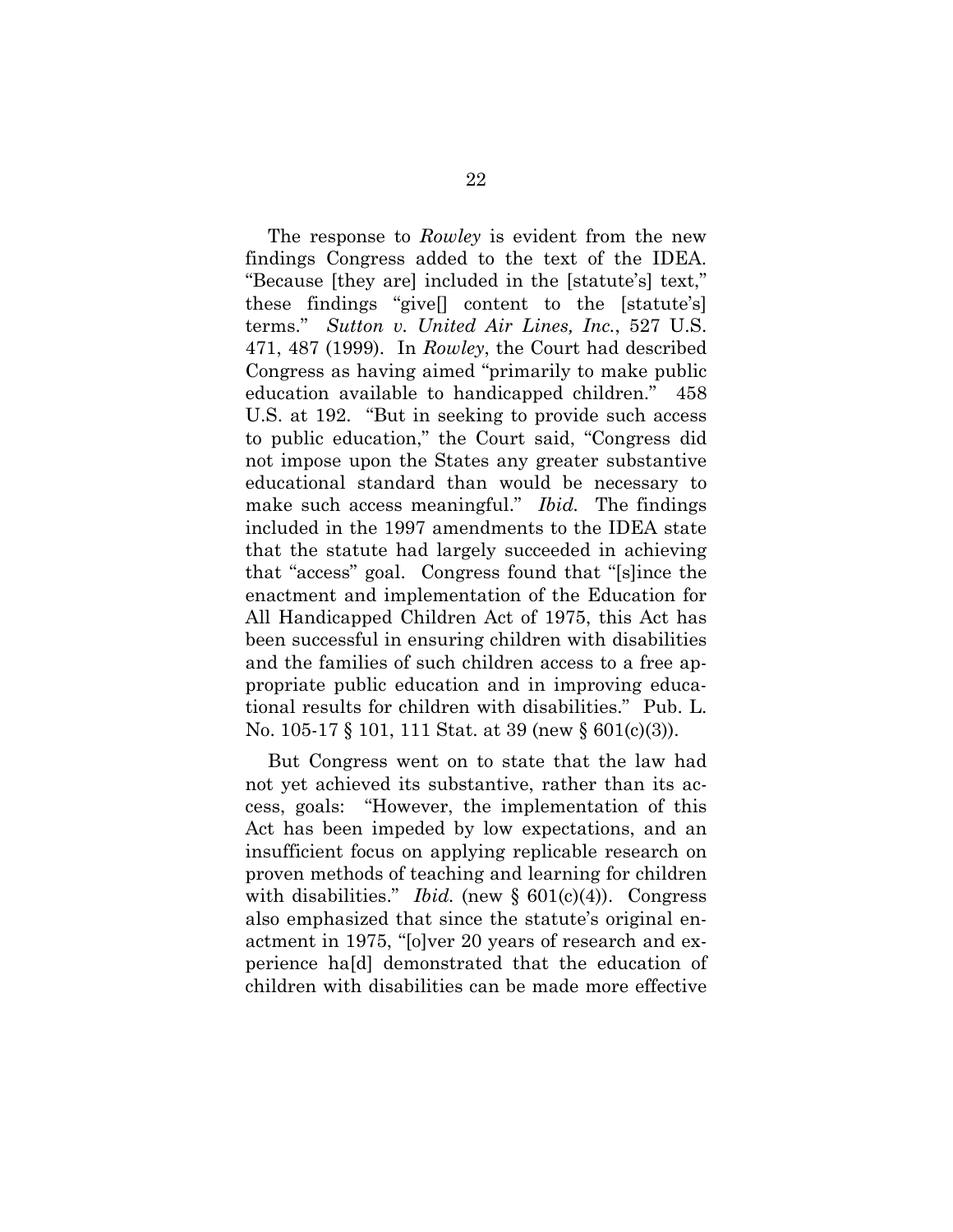The response to *Rowley* is evident from the new findings Congress added to the text of the IDEA. "Because [they are] included in the [statute's] text," these findings "give[] content to the [statute's] terms." *Sutton v. United Air Lines, Inc.*, 527 U.S. 471, 487 (1999). In *Rowley*, the Court had described Congress as having aimed "primarily to make public education available to handicapped children." 458 U.S. at 192. "But in seeking to provide such access to public education," the Court said, "Congress did not impose upon the States any greater substantive educational standard than would be necessary to make such access meaningful." *Ibid.* The findings included in the 1997 amendments to the IDEA state that the statute had largely succeeded in achieving that "access" goal. Congress found that "[s]ince the enactment and implementation of the Education for All Handicapped Children Act of 1975, this Act has been successful in ensuring children with disabilities and the families of such children access to a free appropriate public education and in improving educational results for children with disabilities." Pub. L. No. 105-17 § 101, 111 Stat. at 39 (new § 601(c)(3)).

But Congress went on to state that the law had not yet achieved its substantive, rather than its access, goals: "However, the implementation of this Act has been impeded by low expectations, and an insufficient focus on applying replicable research on proven methods of teaching and learning for children with disabilities." *Ibid.* (new § 601(c)(4)). Congress also emphasized that since the statute's original enactment in 1975, "[o]ver 20 years of research and experience ha[d] demonstrated that the education of children with disabilities can be made more effective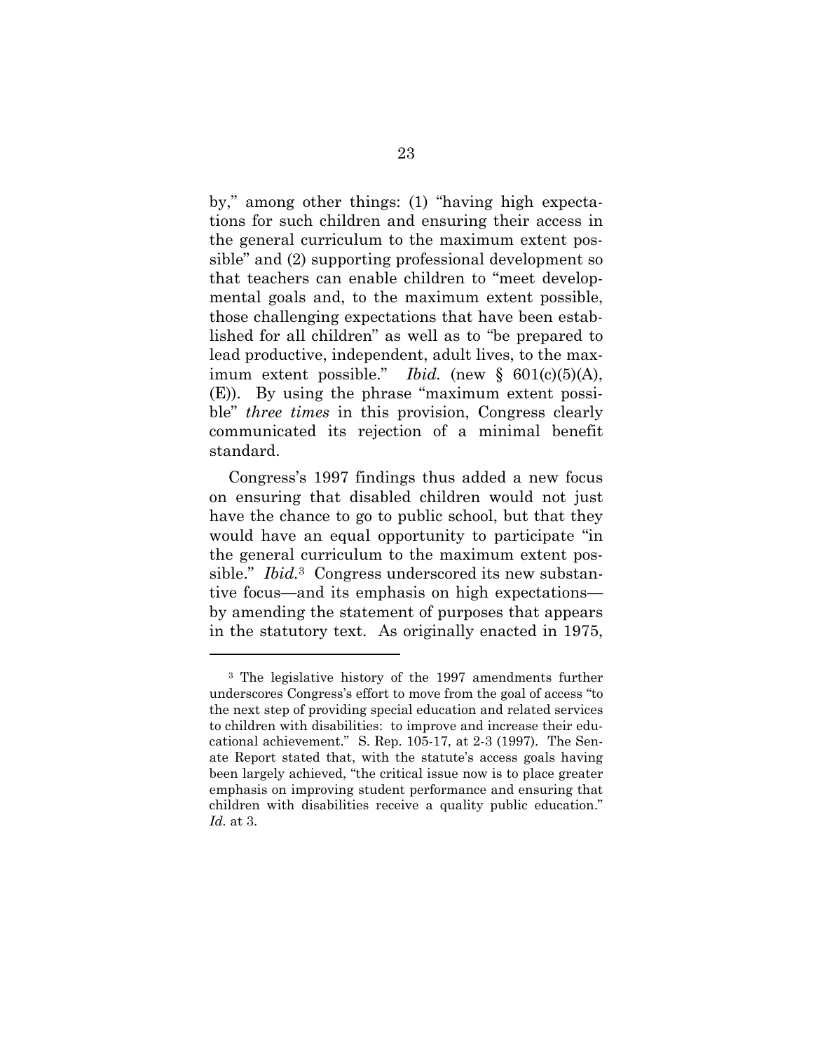by," among other things: (1) "having high expectations for such children and ensuring their access in the general curriculum to the maximum extent possible" and (2) supporting professional development so that teachers can enable children to "meet developmental goals and, to the maximum extent possible, those challenging expectations that have been established for all children" as well as to "be prepared to lead productive, independent, adult lives, to the maximum extent possible." *Ibid.* (new § 601(c)(5)(A), (E)). By using the phrase "maximum extent possible" *three times* in this provision, Congress clearly communicated its rejection of a minimal benefit standard.

Congress's 1997 findings thus added a new focus on ensuring that disabled children would not just have the chance to go to public school, but that they would have an equal opportunity to participate "in the general curriculum to the maximum extent possible." *Ibid.*[3] Congress underscored its new substantive focus—and its emphasis on high expectations—by amending the statement of purposes that appears in the statutory text. As originally enacted in 1975,

---

[3] The legislative history of the 1997 amendments further underscores Congress's effort to move from the goal of access "to the next step of providing special education and related services to children with disabilities: to improve and increase their educational achievement." S. Rep. 105-17, at 2-3 (1997). The Senate Report stated that, with the statute's access goals having been largely achieved, "the critical issue now is to place greater emphasis on improving student performance and ensuring that children with disabilities receive a quality public education." *Id.* at 3.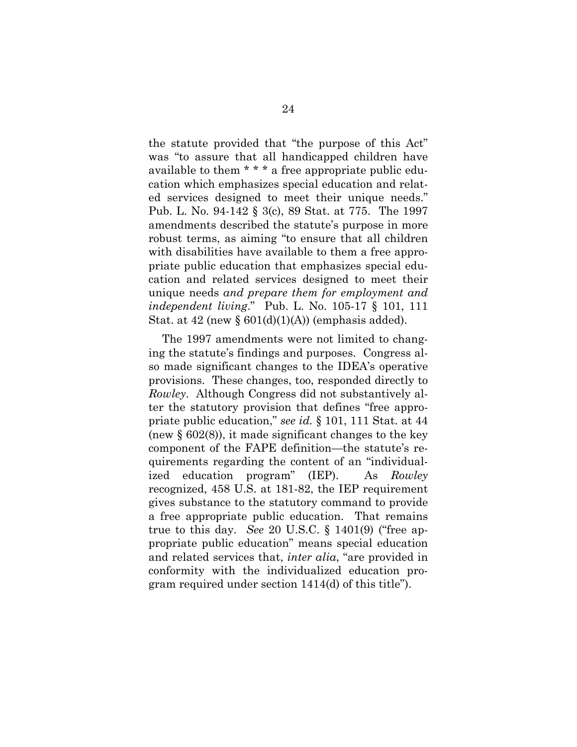the statute provided that "the purpose of this Act" was "to assure that all handicapped children have available to them * * * a free appropriate public education which emphasizes special education and related services designed to meet their unique needs." Pub. L. No. 94-142 § 3(c), 89 Stat. at 775. The 1997 amendments described the statute's purpose in more robust terms, as aiming "to ensure that all children with disabilities have available to them a free appropriate public education that emphasizes special education and related services designed to meet their unique needs *and prepare them for employment and independent living*." Pub. L. No. 105-17 § 101, 111 Stat. at 42 (new § 601(d)(1)(A)) (emphasis added).

The 1997 amendments were not limited to changing the statute's findings and purposes. Congress also made significant changes to the IDEA's operative provisions. These changes, too, responded directly to *Rowley*. Although Congress did not substantively alter the statutory provision that defines "free appropriate public education," *see id.* § 101, 111 Stat. at 44 (new § 602(8)), it made significant changes to the key component of the FAPE definition—the statute's requirements regarding the content of an "individualized education program" (IEP). As *Rowley* recognized, 458 U.S. at 181-82, the IEP requirement gives substance to the statutory command to provide a free appropriate public education. That remains true to this day. *See* 20 U.S.C. § 1401(9) ("free appropriate public education" means special education and related services that, *inter alia*, "are provided in conformity with the individualized education program required under section 1414(d) of this title").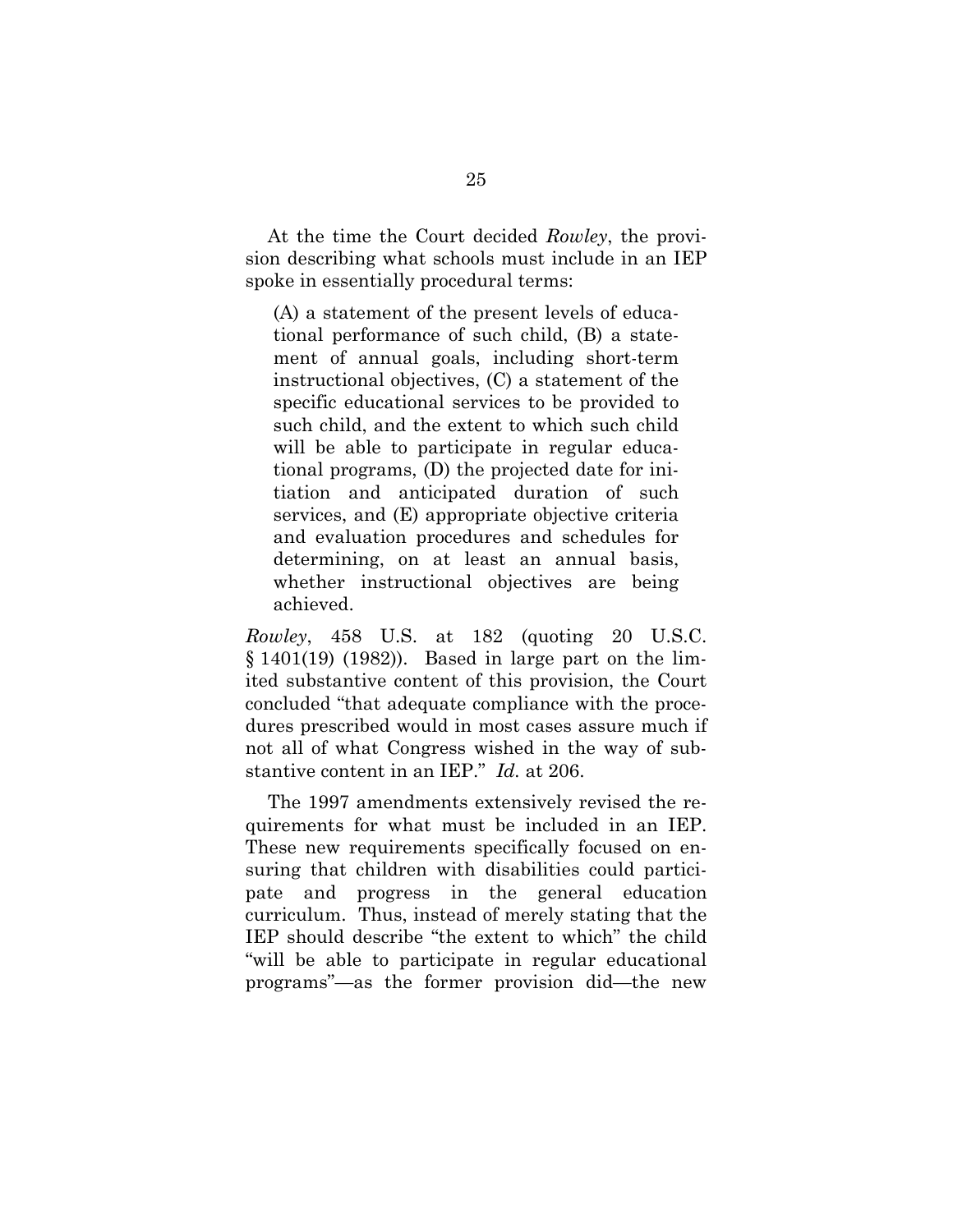At the time the Court decided *Rowley*, the provision describing what schools must include in an IEP spoke in essentially procedural terms:

> (A) a statement of the present levels of educational performance of such child, (B) a statement of annual goals, including short-term instructional objectives, (C) a statement of the specific educational services to be provided to such child, and the extent to which such child will be able to participate in regular educational programs, (D) the projected date for initiation and anticipated duration of such services, and (E) appropriate objective criteria and evaluation procedures and schedules for determining, on at least an annual basis, whether instructional objectives are being achieved.

*Rowley*, 458 U.S. at 182 (quoting 20 U.S.C. § 1401(19) (1982)). Based in large part on the limited substantive content of this provision, the Court concluded "that adequate compliance with the procedures prescribed would in most cases assure much if not all of what Congress wished in the way of substantive content in an IEP." *Id.* at 206.

The 1997 amendments extensively revised the requirements for what must be included in an IEP. These new requirements specifically focused on ensuring that children with disabilities could participate and progress in the general education curriculum. Thus, instead of merely stating that the IEP should describe "the extent to which" the child "will be able to participate in regular educational programs"—as the former provision did—the new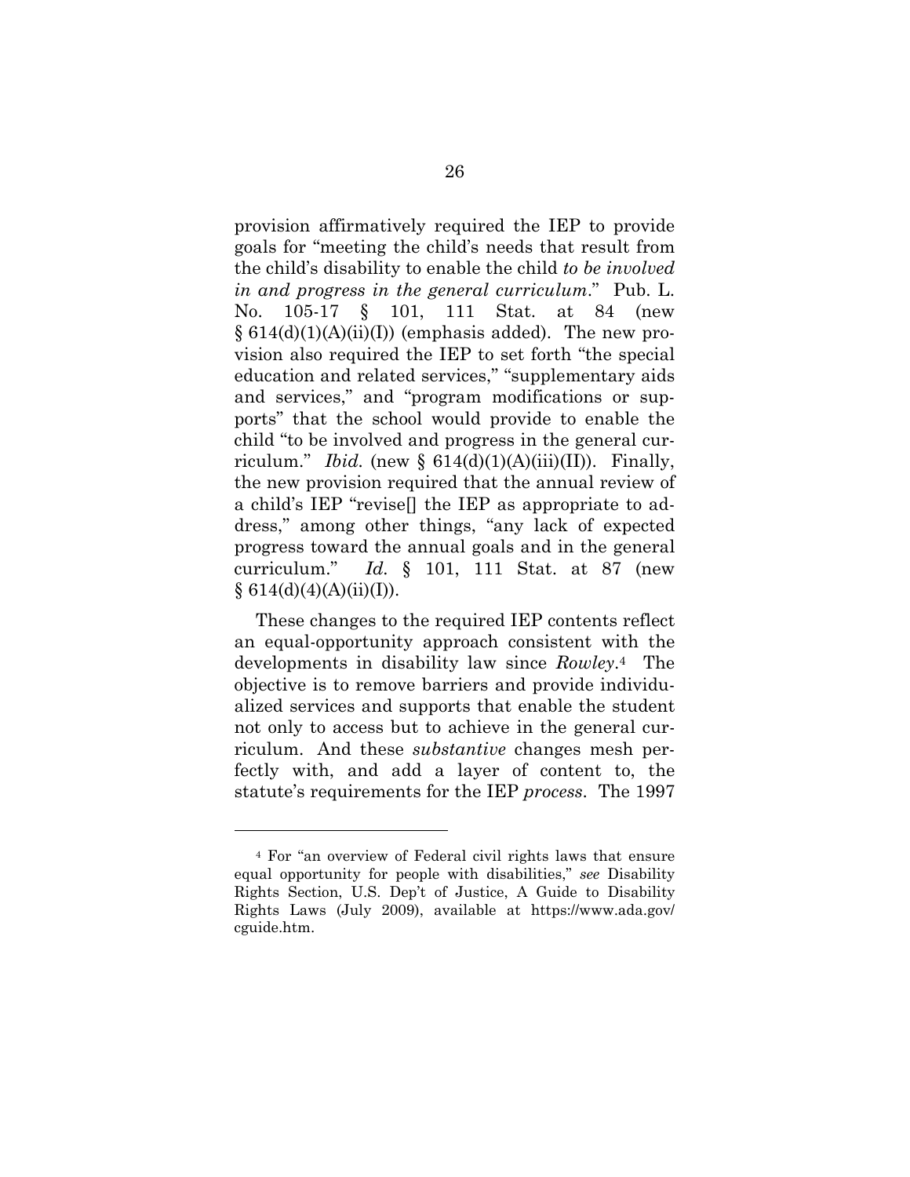provision affirmatively required the IEP to provide goals for "meeting the child's needs that result from the child's disability to enable the child *to be involved in and progress in the general curriculum*." Pub. L. No. 105-17 § 101, 111 Stat. at 84 (new § 614(d)(1)(A)(ii)(I)) (emphasis added). The new provision also required the IEP to set forth "the special education and related services," "supplementary aids and services," and "program modifications or supports" that the school would provide to enable the child "to be involved and progress in the general curriculum." *Ibid.* (new § 614(d)(1)(A)(iii)(II)). Finally, the new provision required that the annual review of a child's IEP "revise[] the IEP as appropriate to address," among other things, "any lack of expected progress toward the annual goals and in the general curriculum." *Id.* § 101, 111 Stat. at 87 (new § 614(d)(4)(A)(ii)(I)).

These changes to the required IEP contents reflect an equal-opportunity approach consistent with the developments in disability law since *Rowley*.[4] The objective is to remove barriers and provide individualized services and supports that enable the student not only to access but to achieve in the general curriculum. And these *substantive* changes mesh perfectly with, and add a layer of content to, the statute's requirements for the IEP *process*. The 1997

---

[4] For "an overview of Federal civil rights laws that ensure equal opportunity for people with disabilities," *see* Disability Rights Section, U.S. Dep't of Justice, A Guide to Disability Rights Laws (July 2009), available at https://www.ada.gov/cguide.htm.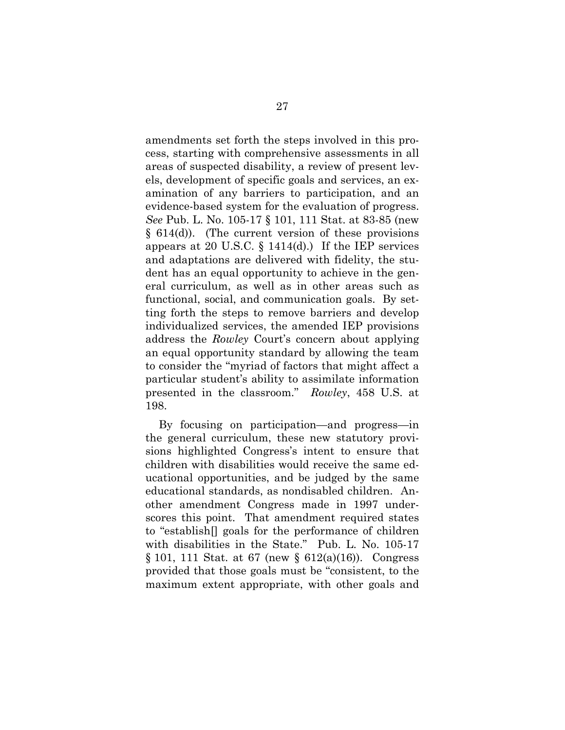amendments set forth the steps involved in this process, starting with comprehensive assessments in all areas of suspected disability, a review of present levels, development of specific goals and services, an examination of any barriers to participation, and an evidence-based system for the evaluation of progress. *See* Pub. L. No. 105-17 § 101, 111 Stat. at 83-85 (new § 614(d)). (The current version of these provisions appears at 20 U.S.C. § 1414(d).) If the IEP services and adaptations are delivered with fidelity, the student has an equal opportunity to achieve in the general curriculum, as well as in other areas such as functional, social, and communication goals. By setting forth the steps to remove barriers and develop individualized services, the amended IEP provisions address the *Rowley* Court's concern about applying an equal opportunity standard by allowing the team to consider the "myriad of factors that might affect a particular student's ability to assimilate information presented in the classroom." *Rowley*, 458 U.S. at 198.

By focusing on participation—and progress—in the general curriculum, these new statutory provisions highlighted Congress's intent to ensure that children with disabilities would receive the same educational opportunities, and be judged by the same educational standards, as nondisabled children. Another amendment Congress made in 1997 underscores this point. That amendment required states to "establish[] goals for the performance of children with disabilities in the State." Pub. L. No. 105-17 § 101, 111 Stat. at 67 (new § 612(a)(16)). Congress provided that those goals must be "consistent, to the maximum extent appropriate, with other goals and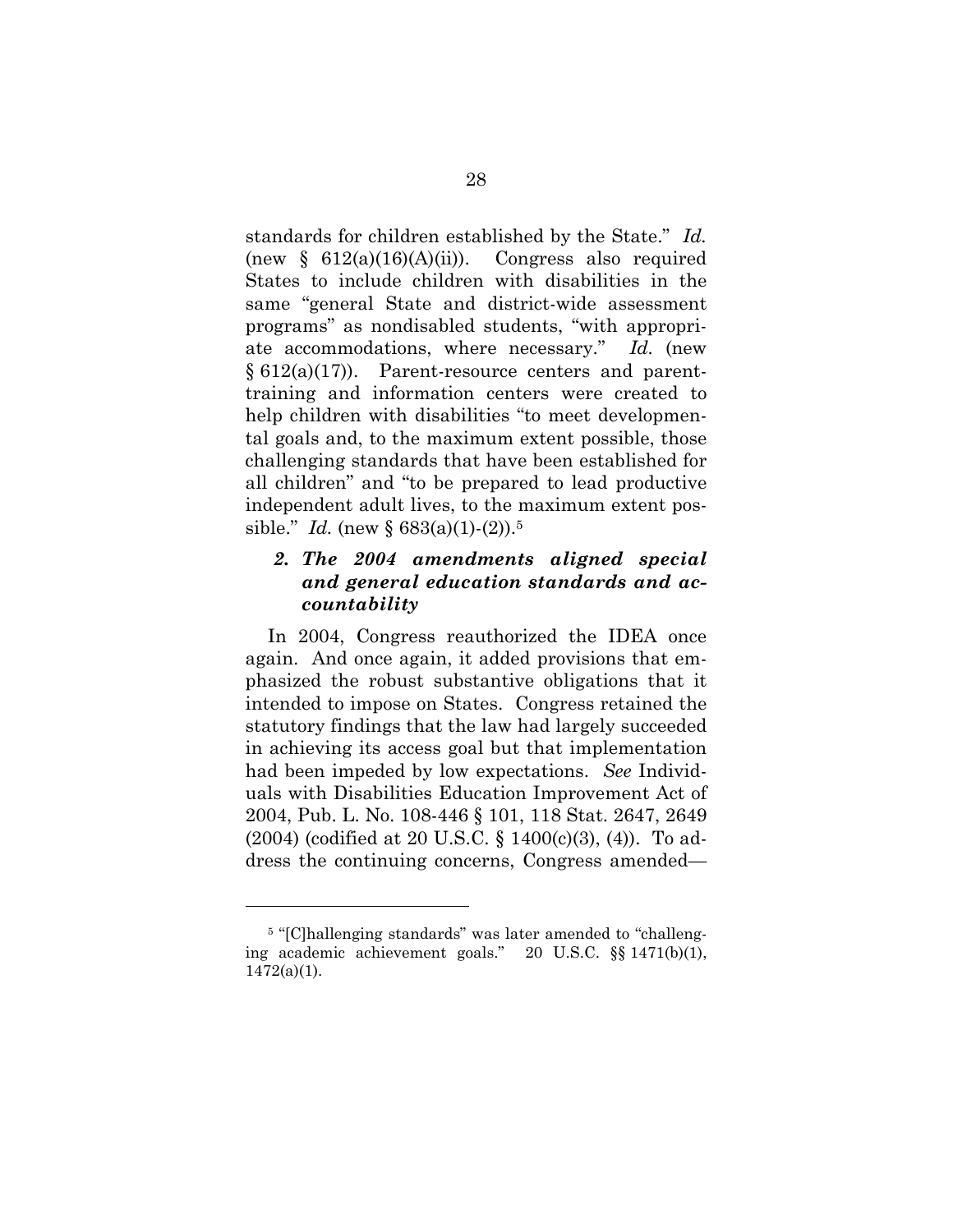standards for children established by the State." *Id.* (new § 612(a)(16)(A)(ii)). Congress also required States to include children with disabilities in the same "general State and district-wide assessment programs" as nondisabled students, "with appropriate accommodations, where necessary." *Id.* (new § 612(a)(17)). Parent-resource centers and parent-training and information centers were created to help children with disabilities "to meet developmental goals and, to the maximum extent possible, those challenging standards that have been established for all children" and "to be prepared to lead productive independent adult lives, to the maximum extent possible." *Id.* (new § 683(a)(1)-(2)).[5]

### *2. The 2004 amendments aligned special and general education standards and accountability*

In 2004, Congress reauthorized the IDEA once again. And once again, it added provisions that emphasized the robust substantive obligations that it intended to impose on States. Congress retained the statutory findings that the law had largely succeeded in achieving its access goal but that implementation had been impeded by low expectations. *See* Individuals with Disabilities Education Improvement Act of 2004, Pub. L. No. 108-446 § 101, 118 Stat. 2647, 2649 (2004) (codified at 20 U.S.C. § 1400(c)(3), (4)). To address the continuing concerns, Congress amended—

---

[5] "[C]hallenging standards" was later amended to "challenging academic achievement goals." 20 U.S.C. §§ 1471(b)(1), 1472(a)(1).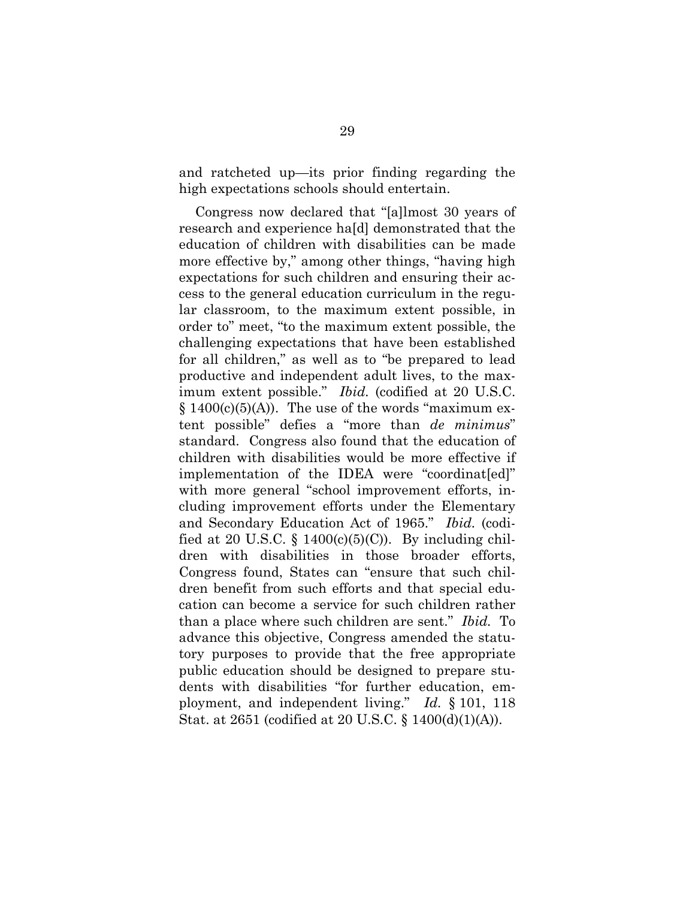and ratcheted up—its prior finding regarding the high expectations schools should entertain.

Congress now declared that "[a]lmost 30 years of research and experience ha[d] demonstrated that the education of children with disabilities can be made more effective by," among other things, "having high expectations for such children and ensuring their access to the general education curriculum in the regular classroom, to the maximum extent possible, in order to" meet, "to the maximum extent possible, the challenging expectations that have been established for all children," as well as to "be prepared to lead productive and independent adult lives, to the maximum extent possible." *Ibid.* (codified at 20 U.S.C. § 1400(c)(5)(A)). The use of the words "maximum extent possible" defies a "more than *de minimus*" standard. Congress also found that the education of children with disabilities would be more effective if implementation of the IDEA were "coordinat[ed]" with more general "school improvement efforts, including improvement efforts under the Elementary and Secondary Education Act of 1965." *Ibid.* (codified at 20 U.S.C. § 1400(c)(5)(C)). By including children with disabilities in those broader efforts, Congress found, States can "ensure that such children benefit from such efforts and that special education can become a service for such children rather than a place where such children are sent." *Ibid.* To advance this objective, Congress amended the statutory purposes to provide that the free appropriate public education should be designed to prepare students with disabilities "for further education, employment, and independent living." *Id.* § 101, 118 Stat. at 2651 (codified at 20 U.S.C. § 1400(d)(1)(A)).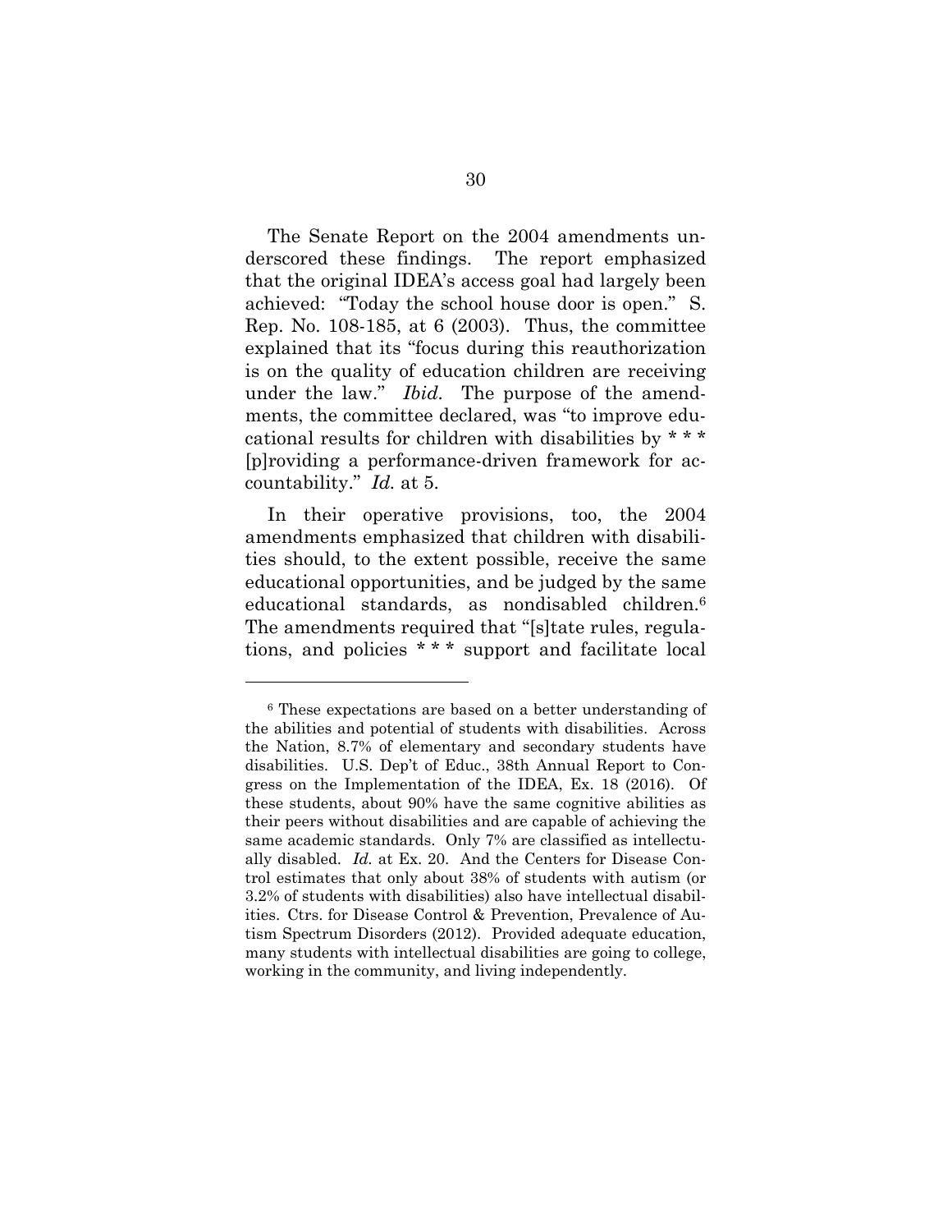The Senate Report on the 2004 amendments underscored these findings. The report emphasized that the original IDEA's access goal had largely been achieved: "Today the school house door is open." S. Rep. No. 108-185, at 6 (2003). Thus, the committee explained that its "focus during this reauthorization is on the quality of education children are receiving under the law." *Ibid.* The purpose of the amendments, the committee declared, was "to improve educational results for children with disabilities by * * * [p]roviding a performance-driven framework for accountability." *Id.* at 5.

In their operative provisions, too, the 2004 amendments emphasized that children with disabilities should, to the extent possible, receive the same educational opportunities, and be judged by the same educational standards, as nondisabled children.[6] The amendments required that "[s]tate rules, regulations, and policies * * * support and facilitate local

---

[6] These expectations are based on a better understanding of the abilities and potential of students with disabilities. Across the Nation, 8.7% of elementary and secondary students have disabilities. U.S. Dep't of Educ., 38th Annual Report to Congress on the Implementation of the IDEA, Ex. 18 (2016). Of these students, about 90% have the same cognitive abilities as their peers without disabilities and are capable of achieving the same academic standards. Only 7% are classified as intellectually disabled. *Id.* at Ex. 20. And the Centers for Disease Control estimates that only about 38% of students with autism (or 3.2% of students with disabilities) also have intellectual disabilities. Ctrs. for Disease Control & Prevention, Prevalence of Autism Spectrum Disorders (2012). Provided adequate education, many students with intellectual disabilities are going to college, working in the community, and living independently.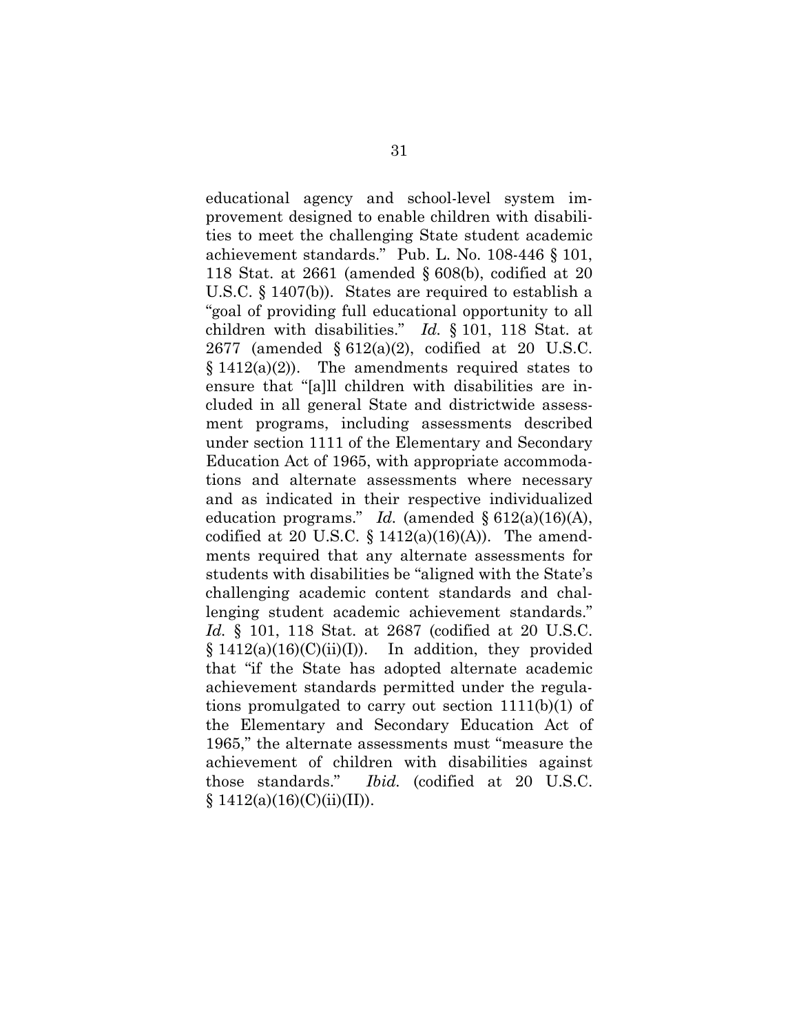educational agency and school-level system improvement designed to enable children with disabilities to meet the challenging State student academic achievement standards." Pub. L. No. 108-446 § 101, 118 Stat. at 2661 (amended § 608(b), codified at 20 U.S.C. § 1407(b)). States are required to establish a "goal of providing full educational opportunity to all children with disabilities." *Id.* § 101, 118 Stat. at 2677 (amended § 612(a)(2), codified at 20 U.S.C. § 1412(a)(2)). The amendments required states to ensure that "[a]ll children with disabilities are included in all general State and districtwide assessment programs, including assessments described under section 1111 of the Elementary and Secondary Education Act of 1965, with appropriate accommodations and alternate assessments where necessary and as indicated in their respective individualized education programs." *Id.* (amended § 612(a)(16)(A), codified at 20 U.S.C. § 1412(a)(16)(A)). The amendments required that any alternate assessments for students with disabilities be "aligned with the State's challenging academic content standards and challenging student academic achievement standards." *Id.* § 101, 118 Stat. at 2687 (codified at 20 U.S.C. § 1412(a)(16)(C)(ii)(I)). In addition, they provided that "if the State has adopted alternate academic achievement standards permitted under the regulations promulgated to carry out section 1111(b)(1) of the Elementary and Secondary Education Act of 1965," the alternate assessments must "measure the achievement of children with disabilities against those standards." *Ibid.* (codified at 20 U.S.C. § 1412(a)(16)(C)(ii)(II)).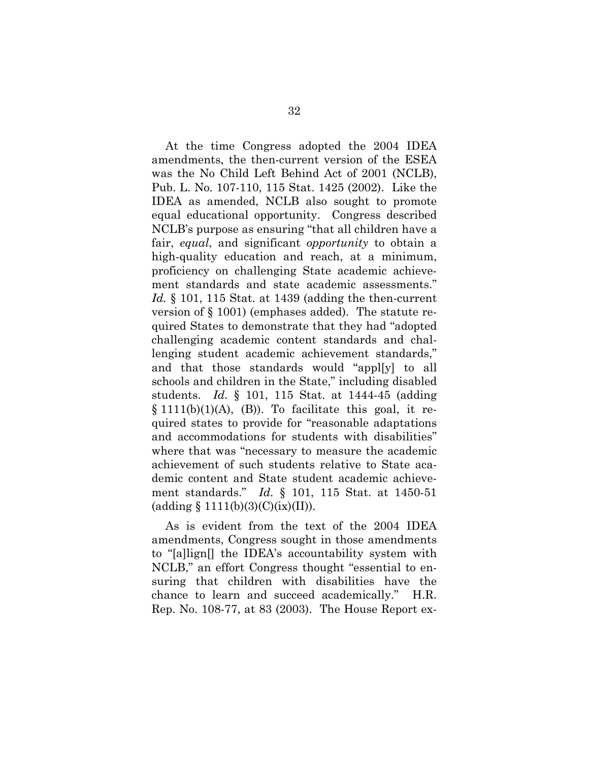At the time Congress adopted the 2004 IDEA amendments, the then-current version of the ESEA was the No Child Left Behind Act of 2001 (NCLB), Pub. L. No. 107-110, 115 Stat. 1425 (2002). Like the IDEA as amended, NCLB also sought to promote equal educational opportunity. Congress described NCLB's purpose as ensuring "that all children have a fair, *equal*, and significant *opportunity* to obtain a high-quality education and reach, at a minimum, proficiency on challenging State academic achievement standards and state academic assessments." *Id.* § 101, 115 Stat. at 1439 (adding the then-current version of § 1001) (emphases added). The statute required States to demonstrate that they had "adopted challenging academic content standards and challenging student academic achievement standards," and that those standards would "appl[y] to all schools and children in the State," including disabled students. *Id.* § 101, 115 Stat. at 1444-45 (adding § 1111(b)(1)(A), (B)). To facilitate this goal, it required states to provide for "reasonable adaptations and accommodations for students with disabilities" where that was "necessary to measure the academic achievement of such students relative to State academic content and State student academic achievement standards." *Id.* § 101, 115 Stat. at 1450-51 (adding § 1111(b)(3)(C)(ix)(II)).

As is evident from the text of the 2004 IDEA amendments, Congress sought in those amendments to "[a]lign[] the IDEA's accountability system with NCLB," an effort Congress thought "essential to ensuring that children with disabilities have the chance to learn and succeed academically." H.R. Rep. No. 108-77, at 83 (2003). The House Report ex-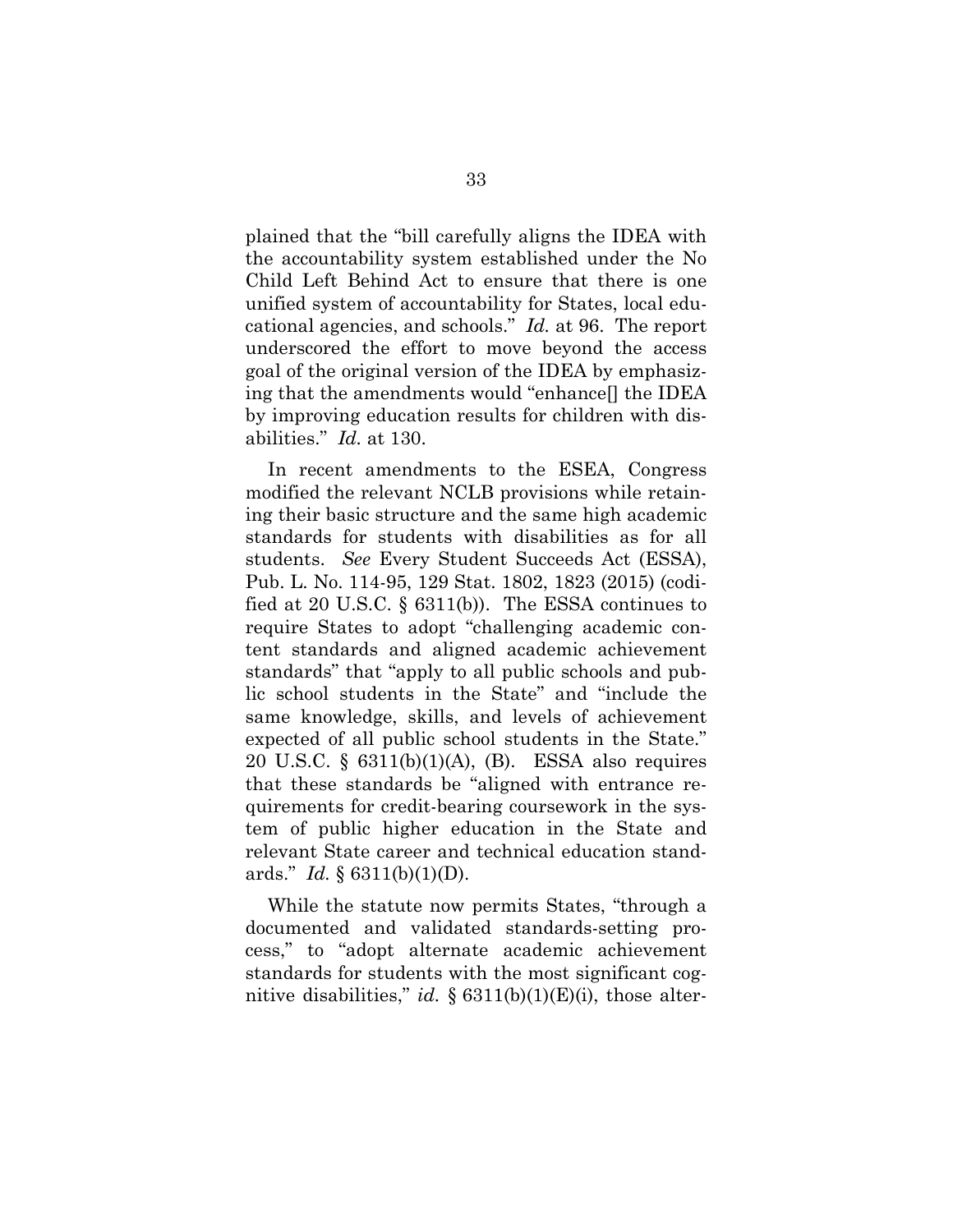plained that the "bill carefully aligns the IDEA with the accountability system established under the No Child Left Behind Act to ensure that there is one unified system of accountability for States, local educational agencies, and schools." *Id.* at 96. The report underscored the effort to move beyond the access goal of the original version of the IDEA by emphasizing that the amendments would "enhance[] the IDEA by improving education results for children with disabilities." *Id.* at 130.

In recent amendments to the ESEA, Congress modified the relevant NCLB provisions while retaining their basic structure and the same high academic standards for students with disabilities as for all students. *See* Every Student Succeeds Act (ESSA), Pub. L. No. 114-95, 129 Stat. 1802, 1823 (2015) (codified at 20 U.S.C. § 6311(b)). The ESSA continues to require States to adopt "challenging academic content standards and aligned academic achievement standards" that "apply to all public schools and public school students in the State" and "include the same knowledge, skills, and levels of achievement expected of all public school students in the State." 20 U.S.C. § 6311(b)(1)(A), (B). ESSA also requires that these standards be "aligned with entrance requirements for credit-bearing coursework in the system of public higher education in the State and relevant State career and technical education standards." *Id.* § 6311(b)(1)(D).

While the statute now permits States, "through a documented and validated standards-setting process," to "adopt alternate academic achievement standards for students with the most significant cognitive disabilities," *id.* § 6311(b)(1)(E)(i), those alter-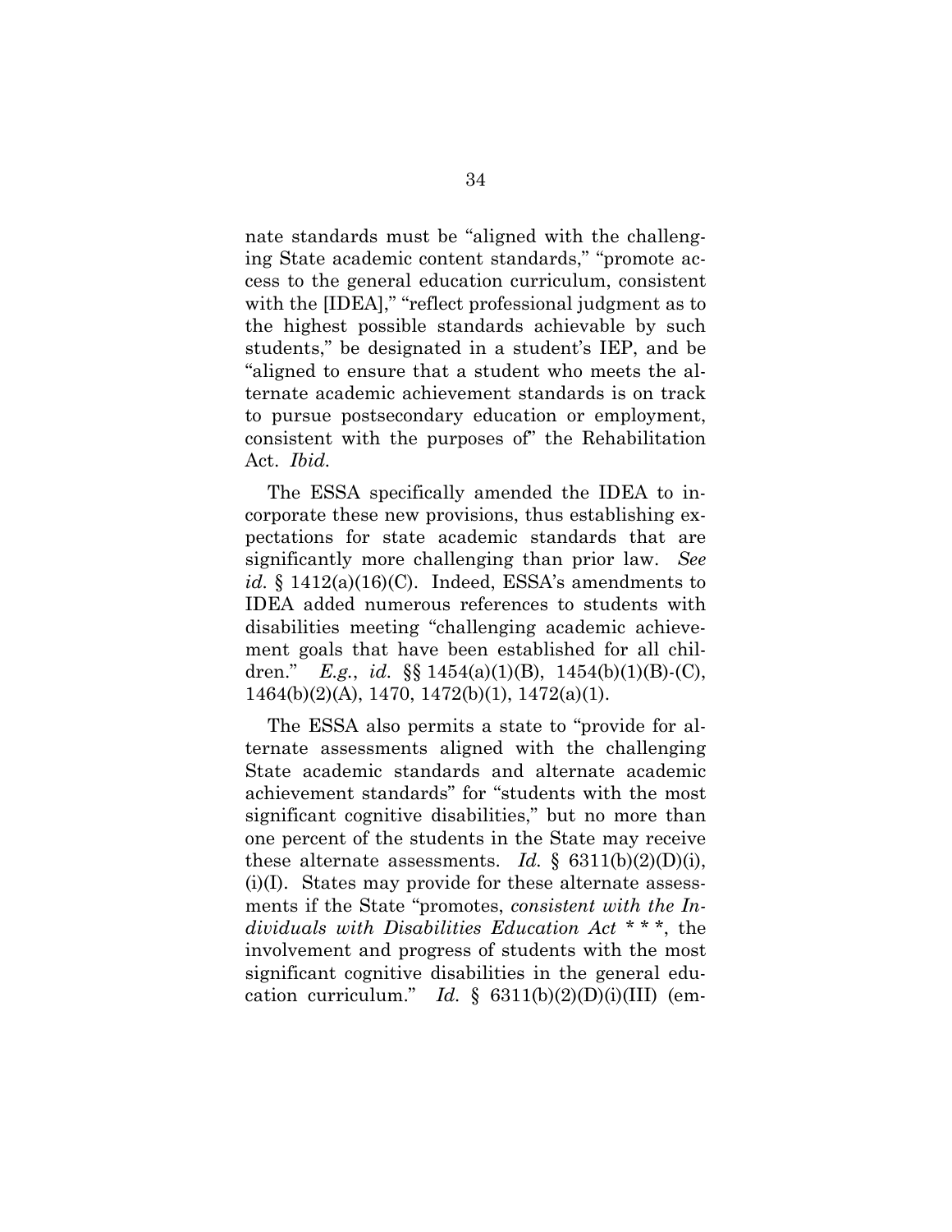nate standards must be "aligned with the challenging State academic content standards," "promote access to the general education curriculum, consistent with the [IDEA]," "reflect professional judgment as to the highest possible standards achievable by such students," be designated in a student's IEP, and be "aligned to ensure that a student who meets the alternate academic achievement standards is on track to pursue postsecondary education or employment, consistent with the purposes of" the Rehabilitation Act. *Ibid.*

The ESSA specifically amended the IDEA to incorporate these new provisions, thus establishing expectations for state academic standards that are significantly more challenging than prior law. *See id.* § 1412(a)(16)(C). Indeed, ESSA's amendments to IDEA added numerous references to students with disabilities meeting "challenging academic achievement goals that have been established for all children." *E.g.*, *id.* §§ 1454(a)(1)(B), 1454(b)(1)(B)-(C), 1464(b)(2)(A), 1470, 1472(b)(1), 1472(a)(1).

The ESSA also permits a state to "provide for alternate assessments aligned with the challenging State academic standards and alternate academic achievement standards" for "students with the most significant cognitive disabilities," but no more than one percent of the students in the State may receive these alternate assessments. *Id.* § 6311(b)(2)(D)(i), (i)(I). States may provide for these alternate assessments if the State "promotes, *consistent with the Individuals with Disabilities Education Act* * * *, the involvement and progress of students with the most significant cognitive disabilities in the general education curriculum." *Id.* § 6311(b)(2)(D)(i)(III) (em-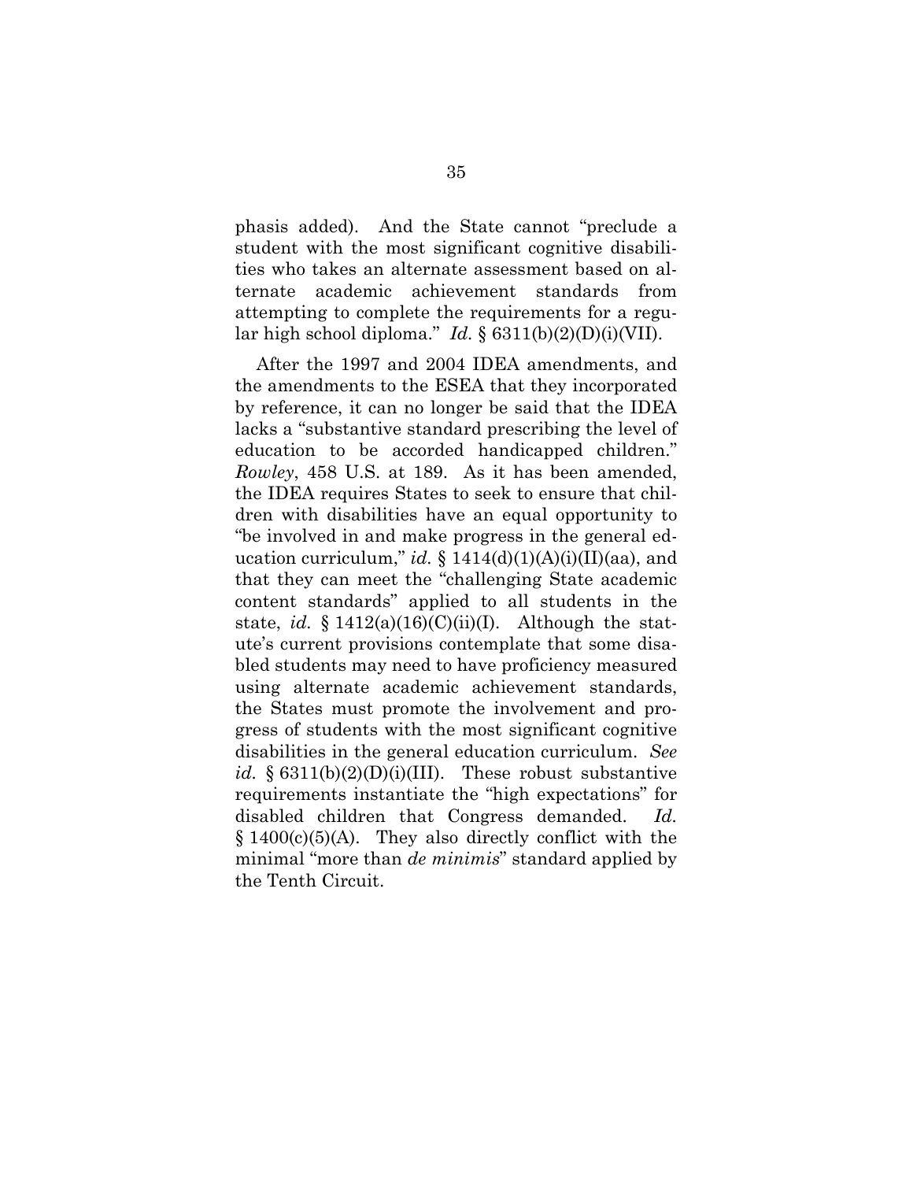phasis added). And the State cannot "preclude a student with the most significant cognitive disabilities who takes an alternate assessment based on alternate academic achievement standards from attempting to complete the requirements for a regular high school diploma." *Id.* § 6311(b)(2)(D)(i)(VII).

After the 1997 and 2004 IDEA amendments, and the amendments to the ESEA that they incorporated by reference, it can no longer be said that the IDEA lacks a "substantive standard prescribing the level of education to be accorded handicapped children." *Rowley*, 458 U.S. at 189. As it has been amended, the IDEA requires States to seek to ensure that children with disabilities have an equal opportunity to "be involved in and make progress in the general education curriculum," *id.* § 1414(d)(1)(A)(i)(II)(aa), and that they can meet the "challenging State academic content standards" applied to all students in the state, *id.* § 1412(a)(16)(C)(ii)(I). Although the statute's current provisions contemplate that some disabled students may need to have proficiency measured using alternate academic achievement standards, the States must promote the involvement and progress of students with the most significant cognitive disabilities in the general education curriculum. *See id.* § 6311(b)(2)(D)(i)(III). These robust substantive requirements instantiate the "high expectations" for disabled children that Congress demanded. *Id.* § 1400(c)(5)(A). They also directly conflict with the minimal "more than *de minimis*" standard applied by the Tenth Circuit.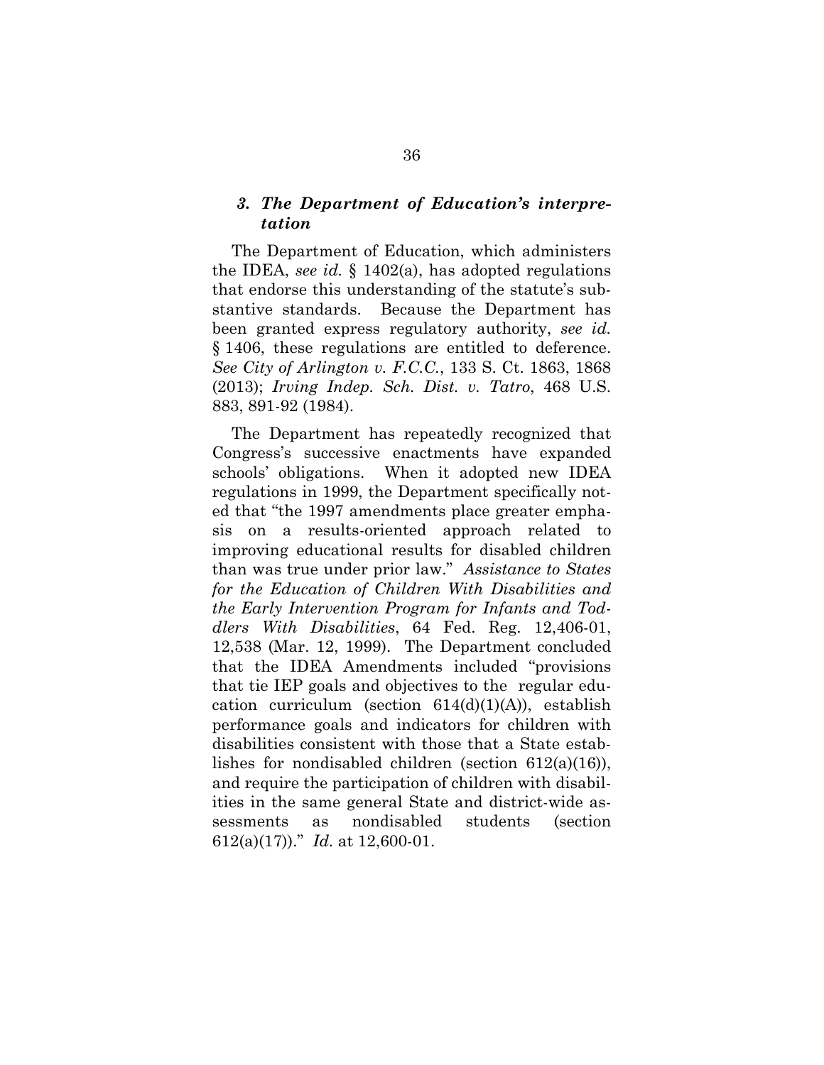### *3. The Department of Education's interpretation*

The Department of Education, which administers the IDEA, *see id.* § 1402(a), has adopted regulations that endorse this understanding of the statute's substantive standards. Because the Department has been granted express regulatory authority, *see id.* § 1406, these regulations are entitled to deference. *See City of Arlington v. F.C.C.*, 133 S. Ct. 1863, 1868 (2013); *Irving Indep. Sch. Dist. v. Tatro*, 468 U.S. 883, 891-92 (1984).

The Department has repeatedly recognized that Congress's successive enactments have expanded schools' obligations. When it adopted new IDEA regulations in 1999, the Department specifically noted that "the 1997 amendments place greater emphasis on a results-oriented approach related to improving educational results for disabled children than was true under prior law." *Assistance to States for the Education of Children With Disabilities and the Early Intervention Program for Infants and Toddlers With Disabilities*, 64 Fed. Reg. 12,406-01, 12,538 (Mar. 12, 1999). The Department concluded that the IDEA Amendments included "provisions that tie IEP goals and objectives to the regular education curriculum (section 614(d)(1)(A)), establish performance goals and indicators for children with disabilities consistent with those that a State establishes for nondisabled children (section 612(a)(16)), and require the participation of children with disabilities in the same general State and district-wide assessments as nondisabled students (section 612(a)(17))." *Id.* at 12,600-01.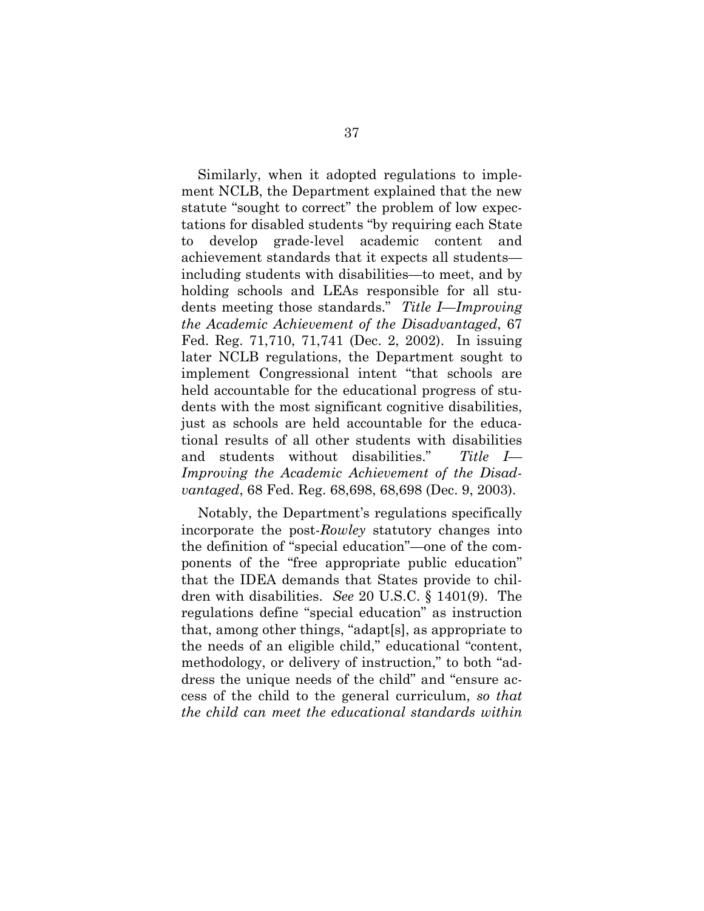Similarly, when it adopted regulations to implement NCLB, the Department explained that the new statute "sought to correct" the problem of low expectations for disabled students "by requiring each State to develop grade-level academic content and achievement standards that it expects all students—including students with disabilities—to meet, and by holding schools and LEAs responsible for all students meeting those standards." *Title I—Improving the Academic Achievement of the Disadvantaged*, 67 Fed. Reg. 71,710, 71,741 (Dec. 2, 2002). In issuing later NCLB regulations, the Department sought to implement Congressional intent "that schools are held accountable for the educational progress of students with the most significant cognitive disabilities, just as schools are held accountable for the educational results of all other students with disabilities and students without disabilities." *Title I—Improving the Academic Achievement of the Disadvantaged*, 68 Fed. Reg. 68,698, 68,698 (Dec. 9, 2003).

Notably, the Department's regulations specifically incorporate the post-*Rowley* statutory changes into the definition of "special education"—one of the components of the "free appropriate public education" that the IDEA demands that States provide to children with disabilities. *See* 20 U.S.C. § 1401(9). The regulations define "special education" as instruction that, among other things, "adapt[s], as appropriate to the needs of an eligible child," educational "content, methodology, or delivery of instruction," to both "address the unique needs of the child" and "ensure access of the child to the general curriculum, *so that the child can meet the educational standards within*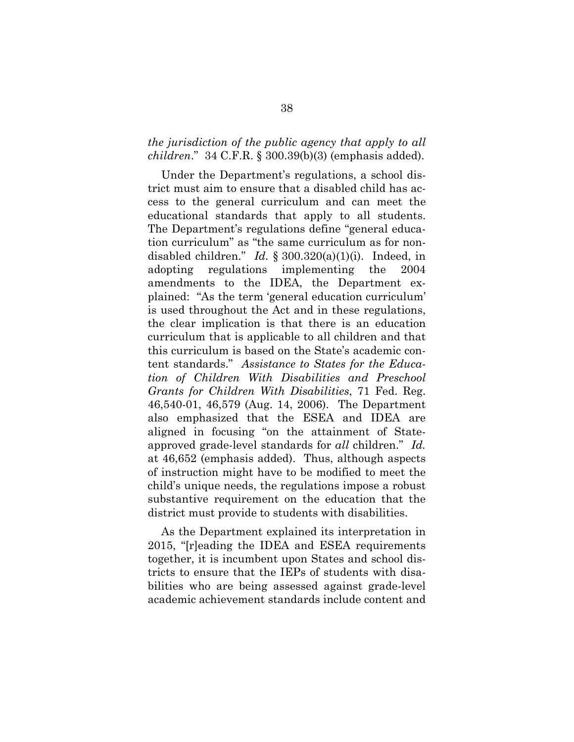*the jurisdiction of the public agency that apply to all children*." 34 C.F.R. § 300.39(b)(3) (emphasis added).

Under the Department's regulations, a school district must aim to ensure that a disabled child has access to the general curriculum and can meet the educational standards that apply to all students. The Department's regulations define "general education curriculum" as "the same curriculum as for nondisabled children." *Id.* § 300.320(a)(1)(i). Indeed, in adopting regulations implementing the 2004 amendments to the IDEA, the Department explained: "As the term 'general education curriculum' is used throughout the Act and in these regulations, the clear implication is that there is an education curriculum that is applicable to all children and that this curriculum is based on the State's academic content standards." *Assistance to States for the Education of Children With Disabilities and Preschool Grants for Children With Disabilities*, 71 Fed. Reg. 46,540-01, 46,579 (Aug. 14, 2006). The Department also emphasized that the ESEA and IDEA are aligned in focusing "on the attainment of State-approved grade-level standards for *all* children." *Id.* at 46,652 (emphasis added). Thus, although aspects of instruction might have to be modified to meet the child's unique needs, the regulations impose a robust substantive requirement on the education that the district must provide to students with disabilities.

As the Department explained its interpretation in 2015, "[r]eading the IDEA and ESEA requirements together, it is incumbent upon States and school districts to ensure that the IEPs of students with disabilities who are being assessed against grade-level academic achievement standards include content and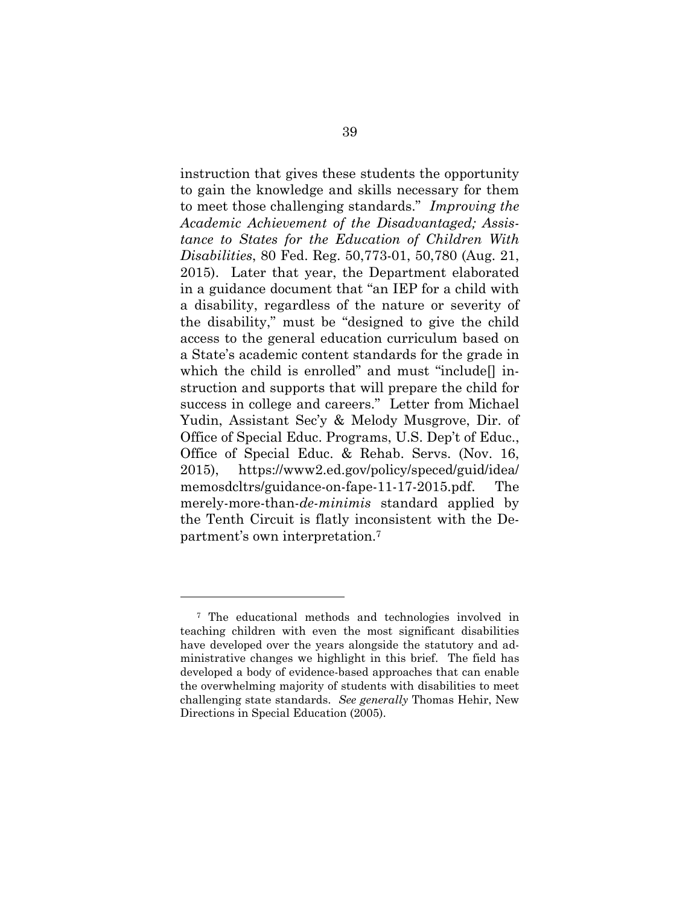instruction that gives these students the opportunity to gain the knowledge and skills necessary for them to meet those challenging standards." *Improving the Academic Achievement of the Disadvantaged; Assistance to States for the Education of Children With Disabilities*, 80 Fed. Reg. 50,773-01, 50,780 (Aug. 21, 2015). Later that year, the Department elaborated in a guidance document that "an IEP for a child with a disability, regardless of the nature or severity of the disability," must be "designed to give the child access to the general education curriculum based on a State's academic content standards for the grade in which the child is enrolled" and must "include[] instruction and supports that will prepare the child for success in college and careers." Letter from Michael Yudin, Assistant Sec'y & Melody Musgrove, Dir. of Office of Special Educ. Programs, U.S. Dep't of Educ., Office of Special Educ. & Rehab. Servs. (Nov. 16, 2015), https://www2.ed.gov/policy/speced/guid/idea/memosdcltrs/guidance-on-fape-11-17-2015.pdf. The merely-more-than-*de-minimis* standard applied by the Tenth Circuit is flatly inconsistent with the Department's own interpretation.[7]

---

[7] The educational methods and technologies involved in teaching children with even the most significant disabilities have developed over the years alongside the statutory and administrative changes we highlight in this brief. The field has developed a body of evidence-based approaches that can enable the overwhelming majority of students with disabilities to meet challenging state standards. *See generally* Thomas Hehir, New Directions in Special Education (2005).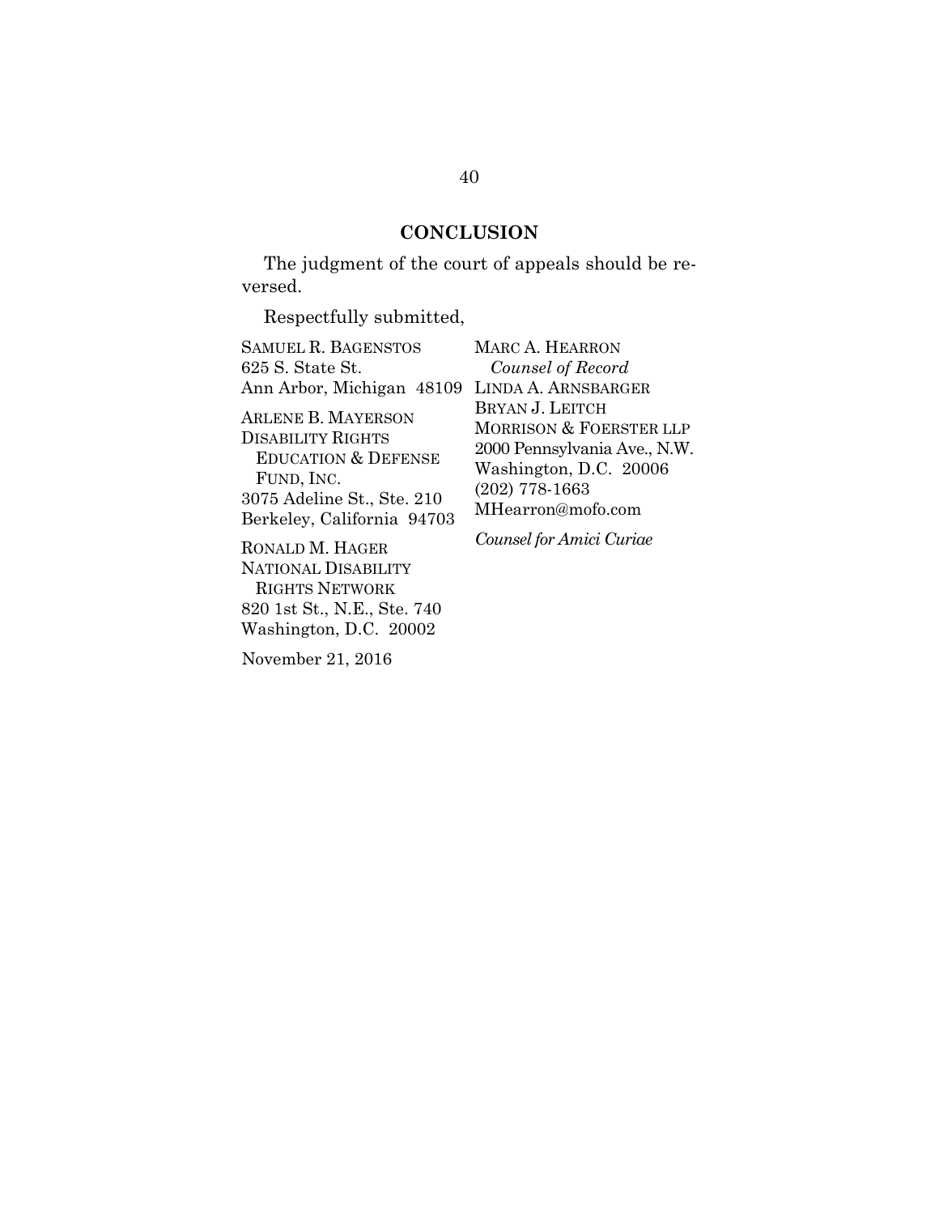## CONCLUSION

The judgment of the court of appeals should be reversed.

Respectfully submitted,

SAMUEL R. BAGENSTOS
625 S. State St.
Ann Arbor, Michigan 48109

ARLENE B. MAYERSON
DISABILITY RIGHTS
EDUCATION & DEFENSE
FUND, INC.
3075 Adeline St., Ste. 210
Berkeley, California 94703

RONALD M. HAGER
NATIONAL DISABILITY
RIGHTS NETWORK
820 1st St., N.E., Ste. 740
Washington, D.C. 20002

MARC A. HEARRON
*Counsel of Record*
LINDA A. ARNSBARGER
BRYAN J. LEITCH
MORRISON & FOERSTER LLP
2000 Pennsylvania Ave., N.W.
Washington, D.C. 20006
(202) 778-1663
MHearron@mofo.com

*Counsel for Amici Curiae*

November 21, 2016